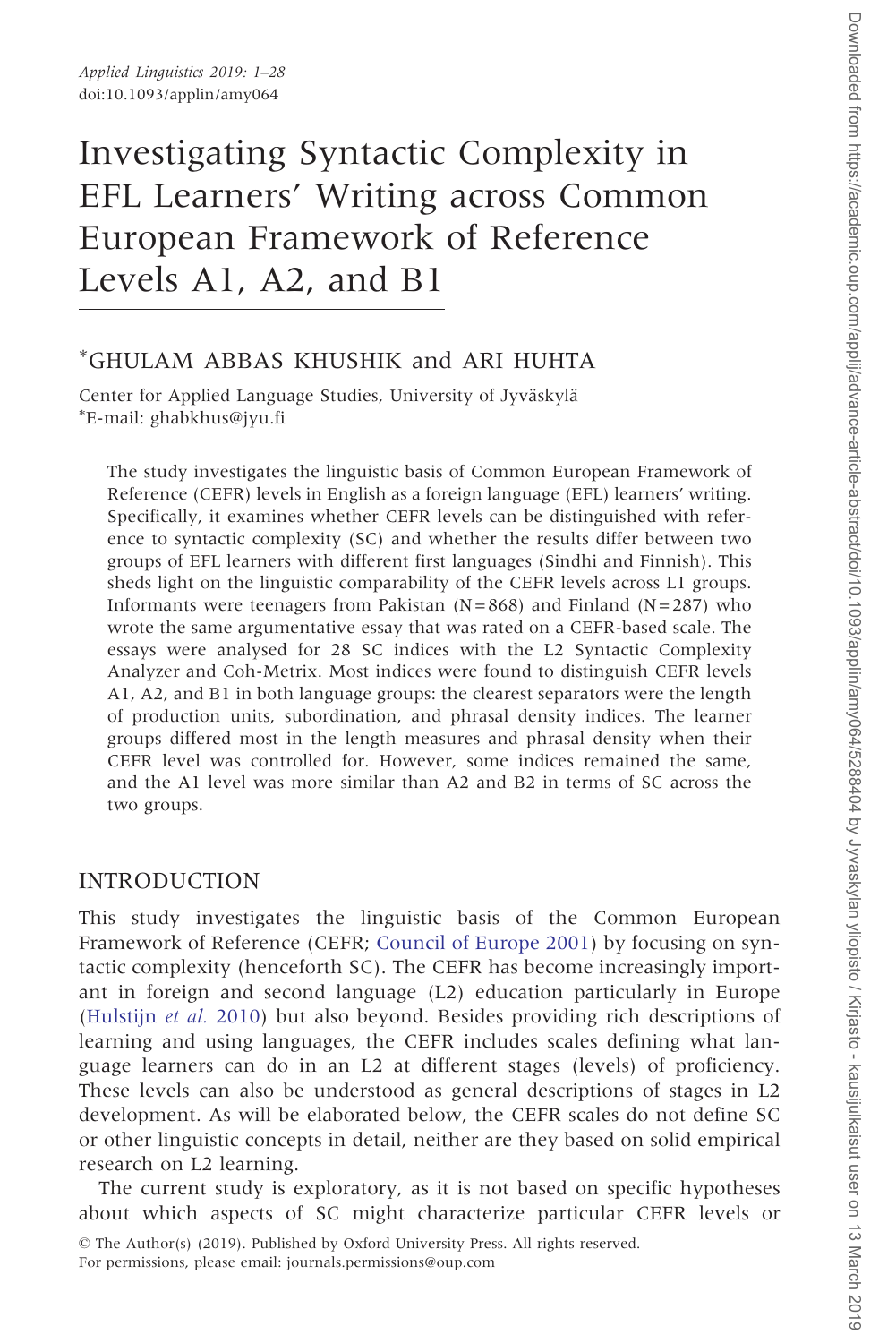# Investigating Syntactic Complexity in EFL Learners' Writing across Common European Framework of Reference Levels A1, A2, and B1

*GHULAM ABBAS KHUSHIK and ARI HUHTA

Center for Applied Language Studies, University of Jyväskylä

*E-mail: ghabkhus@jyu.fi

The study investigates the linguistic basis of Common European Framework of Reference (CEFR) levels in English as a foreign language (EFL) learners' writing. Specifically, it examines whether CEFR levels can be distinguished with reference to syntactic complexity (SC) and whether the results differ between two groups of EFL learners with different first languages (Sindhi and Finnish). This sheds light on the linguistic comparability of the CEFR levels across L1 groups. Informants were teenagers from Pakistan (N = 868) and Finland (N = 287) who wrote the same argumentative essay that was rated on a CEFR-based scale. The essays were analysed for 28 SC indices with the L2 Syntactic Complexity Analyzer and Coh-Metrix. Most indices were found to distinguish CEFR levels A1, A2, and B1 in both language groups: the clearest separators were the length of production units, subordination, and phrasal density indices. The learner groups differed most in the length measures and phrasal density when their CEFR level was controlled for. However, some indices remained the same, and the A1 level was more similar than A2 and B2 in terms of SC across the two groups.

## INTRODUCTION

This study investigates the linguistic basis of the Common European Framework of Reference (CEFR; Council of Europe 2001) by focusing on syntactic complexity (henceforth SC). The CEFR has become increasingly important in foreign and second language (L2) education particularly in Europe (Hulstijn *et al.* 2010) but also beyond. Besides providing rich descriptions of learning and using languages, the CEFR includes scales defining what language learners can do in an L2 at different stages (levels) of proficiency. These levels can also be understood as general descriptions of stages in L2 development. As will be elaborated below, the CEFR scales do not define SC or other linguistic concepts in detail, neither are they based on solid empirical research on L2 learning.

The current study is exploratory, as it is not based on specific hypotheses about which aspects of SC might characterize particular CEFR levels or

© The Author(s) (2019). Published by Oxford University Press. All rights reserved.
For permissions, please email: journals.permissions@oup.com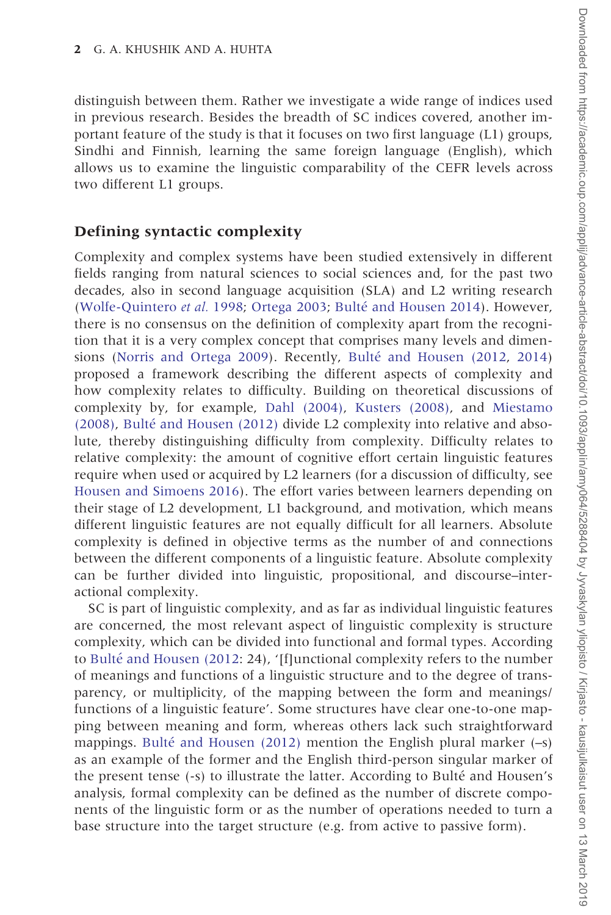distinguish between them. Rather we investigate a wide range of indices used in previous research. Besides the breadth of SC indices covered, another important feature of the study is that it focuses on two first language (L1) groups, Sindhi and Finnish, learning the same foreign language (English), which allows us to examine the linguistic comparability of the CEFR levels across two different L1 groups.

## Defining syntactic complexity

Complexity and complex systems have been studied extensively in different fields ranging from natural sciences to social sciences and, for the past two decades, also in second language acquisition (SLA) and L2 writing research (Wolfe-Quintero *et al.* 1998; Ortega 2003; Bulté and Housen 2014). However, there is no consensus on the definition of complexity apart from the recognition that it is a very complex concept that comprises many levels and dimensions (Norris and Ortega 2009). Recently, Bulté and Housen (2012, 2014) proposed a framework describing the different aspects of complexity and how complexity relates to difficulty. Building on theoretical discussions of complexity by, for example, Dahl (2004), Kusters (2008), and Miestamo (2008), Bulté and Housen (2012) divide L2 complexity into relative and absolute, thereby distinguishing difficulty from complexity. Difficulty relates to relative complexity: the amount of cognitive effort certain linguistic features require when used or acquired by L2 learners (for a discussion of difficulty, see Housen and Simoens 2016). The effort varies between learners depending on their stage of L2 development, L1 background, and motivation, which means different linguistic features are not equally difficult for all learners. Absolute complexity is defined in objective terms as the number of and connections between the different components of a linguistic feature. Absolute complexity can be further divided into linguistic, propositional, and discourse–interactional complexity.

SC is part of linguistic complexity, and as far as individual linguistic features are concerned, the most relevant aspect of linguistic complexity is structure complexity, which can be divided into functional and formal types. According to Bulté and Housen (2012: 24), '[f]unctional complexity refers to the number of meanings and functions of a linguistic structure and to the degree of transparency, or multiplicity, of the mapping between the form and meanings/functions of a linguistic feature'. Some structures have clear one-to-one mapping between meaning and form, whereas others lack such straightforward mappings. Bulté and Housen (2012) mention the English plural marker (–s) as an example of the former and the English third-person singular marker of the present tense (-s) to illustrate the latter. According to Bulté and Housen's analysis, formal complexity can be defined as the number of discrete components of the linguistic form or as the number of operations needed to turn a base structure into the target structure (e.g. from active to passive form).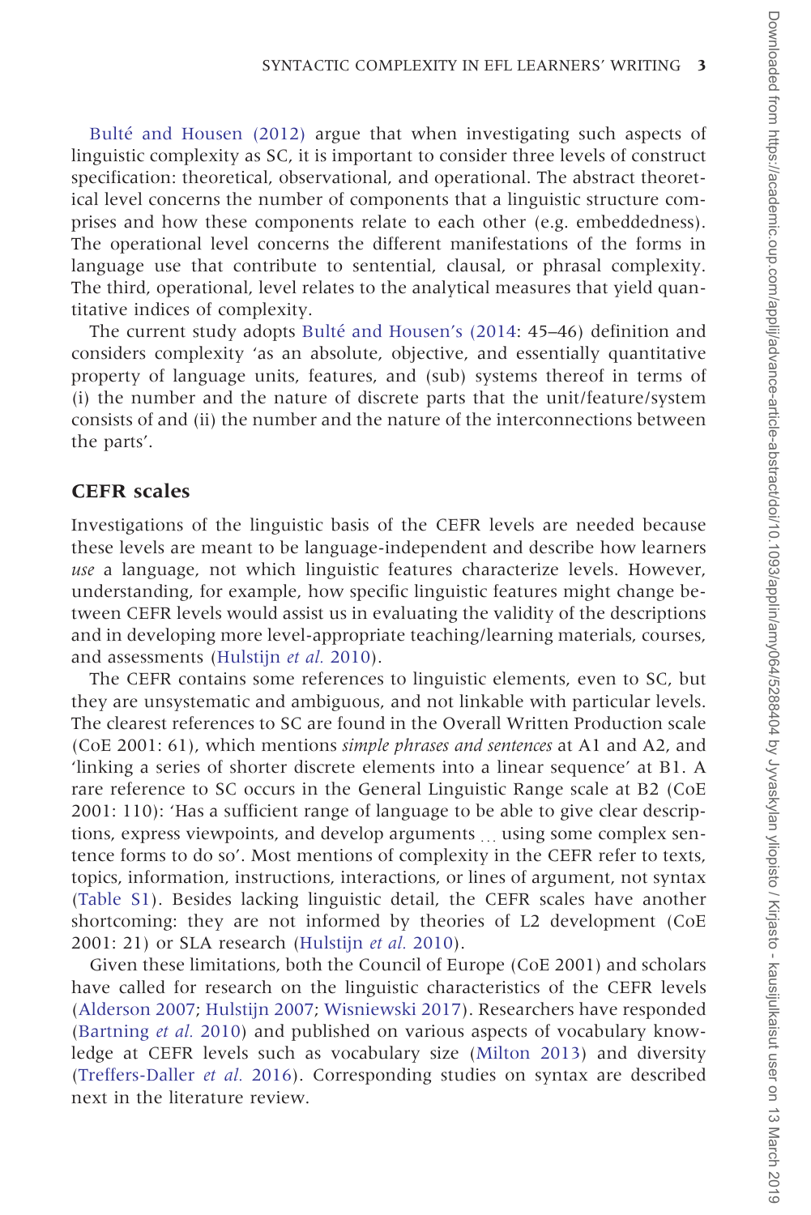Bulté and Housen (2012) argue that when investigating such aspects of linguistic complexity as SC, it is important to consider three levels of construct specification: theoretical, observational, and operational. The abstract theoretical level concerns the number of components that a linguistic structure comprises and how these components relate to each other (e.g. embeddedness). The operational level concerns the different manifestations of the forms in language use that contribute to sentential, clausal, or phrasal complexity. The third, operational, level relates to the analytical measures that yield quantitative indices of complexity.

The current study adopts Bulté and Housen's (2014: 45–46) definition and considers complexity 'as an absolute, objective, and essentially quantitative property of language units, features, and (sub) systems thereof in terms of (i) the number and the nature of discrete parts that the unit/feature/system consists of and (ii) the number and the nature of the interconnections between the parts'.

## CEFR scales

Investigations of the linguistic basis of the CEFR levels are needed because these levels are meant to be language-independent and describe how learners *use* a language, not which linguistic features characterize levels. However, understanding, for example, how specific linguistic features might change between CEFR levels would assist us in evaluating the validity of the descriptions and in developing more level-appropriate teaching/learning materials, courses, and assessments (Hulstijn *et al.* 2010).

The CEFR contains some references to linguistic elements, even to SC, but they are unsystematic and ambiguous, and not linkable with particular levels. The clearest references to SC are found in the Overall Written Production scale (CoE 2001: 61), which mentions *simple phrases and sentences* at A1 and A2, and 'linking a series of shorter discrete elements into a linear sequence' at B1. A rare reference to SC occurs in the General Linguistic Range scale at B2 (CoE 2001: 110): 'Has a sufficient range of language to be able to give clear descriptions, express viewpoints, and develop arguments ... using some complex sentence forms to do so'. Most mentions of complexity in the CEFR refer to texts, topics, information, instructions, interactions, or lines of argument, not syntax (Table S1). Besides lacking linguistic detail, the CEFR scales have another shortcoming: they are not informed by theories of L2 development (CoE 2001: 21) or SLA research (Hulstijn *et al.* 2010).

Given these limitations, both the Council of Europe (CoE 2001) and scholars have called for research on the linguistic characteristics of the CEFR levels (Alderson 2007; Hulstijn 2007; Wisniewski 2017). Researchers have responded (Bartning *et al.* 2010) and published on various aspects of vocabulary knowledge at CEFR levels such as vocabulary size (Milton 2013) and diversity (Treffers-Daller *et al.* 2016). Corresponding studies on syntax are described next in the literature review.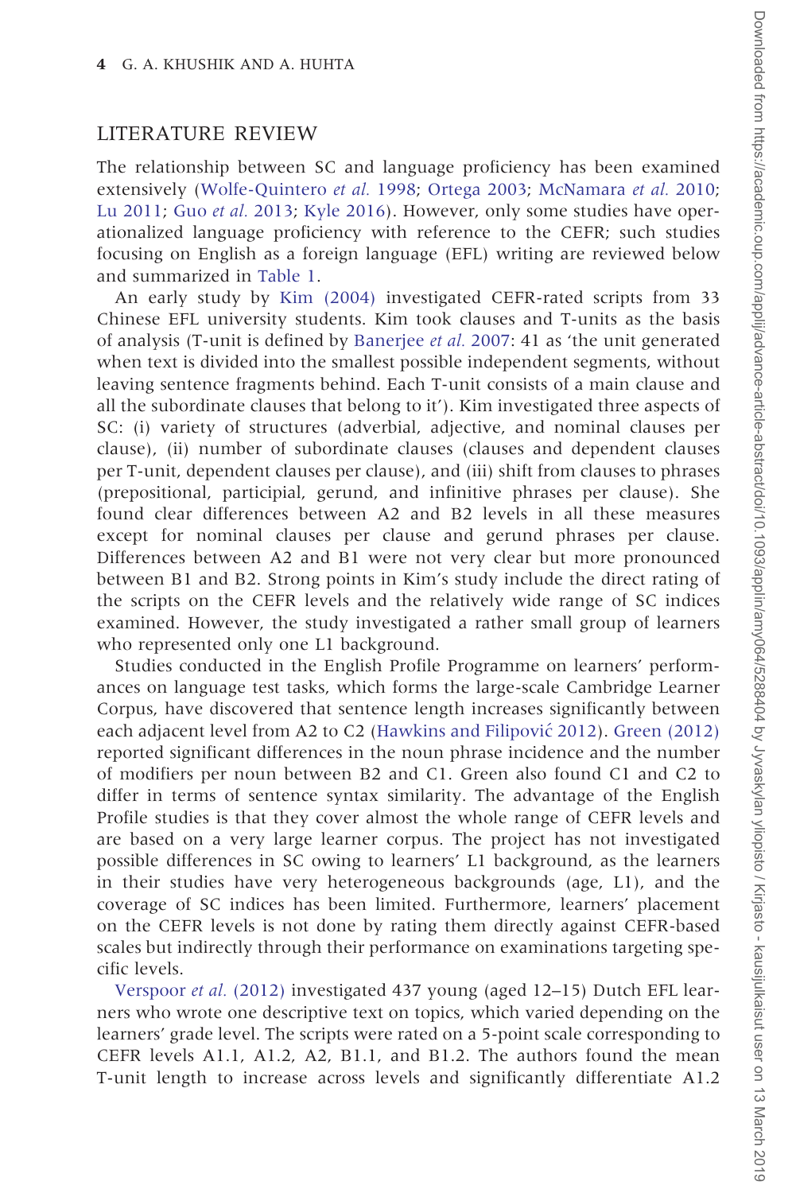## LITERATURE REVIEW

The relationship between SC and language proficiency has been examined extensively (Wolfe-Quintero *et al.* 1998; Ortega 2003; McNamara *et al.* 2010; Lu 2011; Guo *et al.* 2013; Kyle 2016). However, only some studies have operationalized language proficiency with reference to the CEFR; such studies focusing on English as a foreign language (EFL) writing are reviewed below and summarized in Table 1.

An early study by Kim (2004) investigated CEFR-rated scripts from 33 Chinese EFL university students. Kim took clauses and T-units as the basis of analysis (T-unit is defined by Banerjee *et al.* 2007: 41 as 'the unit generated when text is divided into the smallest possible independent segments, without leaving sentence fragments behind. Each T-unit consists of a main clause and all the subordinate clauses that belong to it'). Kim investigated three aspects of SC: (i) variety of structures (adverbial, adjective, and nominal clauses per clause), (ii) number of subordinate clauses (clauses and dependent clauses per T-unit, dependent clauses per clause), and (iii) shift from clauses to phrases (prepositional, participial, gerund, and infinitive phrases per clause). She found clear differences between A2 and B2 levels in all these measures except for nominal clauses per clause and gerund phrases per clause. Differences between A2 and B1 were not very clear but more pronounced between B1 and B2. Strong points in Kim's study include the direct rating of the scripts on the CEFR levels and the relatively wide range of SC indices examined. However, the study investigated a rather small group of learners who represented only one L1 background.

Studies conducted in the English Profile Programme on learners' performances on language test tasks, which forms the large-scale Cambridge Learner Corpus, have discovered that sentence length increases significantly between each adjacent level from A2 to C2 (Hawkins and Filipović 2012). Green (2012) reported significant differences in the noun phrase incidence and the number of modifiers per noun between B2 and C1. Green also found C1 and C2 to differ in terms of sentence syntax similarity. The advantage of the English Profile studies is that they cover almost the whole range of CEFR levels and are based on a very large learner corpus. The project has not investigated possible differences in SC owing to learners' L1 background, as the learners in their studies have very heterogeneous backgrounds (age, L1), and the coverage of SC indices has been limited. Furthermore, learners' placement on the CEFR levels is not done by rating them directly against CEFR-based scales but indirectly through their performance on examinations targeting specific levels.

Verspoor *et al.* (2012) investigated 437 young (aged 12–15) Dutch EFL learners who wrote one descriptive text on topics, which varied depending on the learners' grade level. The scripts were rated on a 5-point scale corresponding to CEFR levels A1.1, A1.2, A2, B1.1, and B1.2. The authors found the mean T-unit length to increase across levels and significantly differentiate A1.2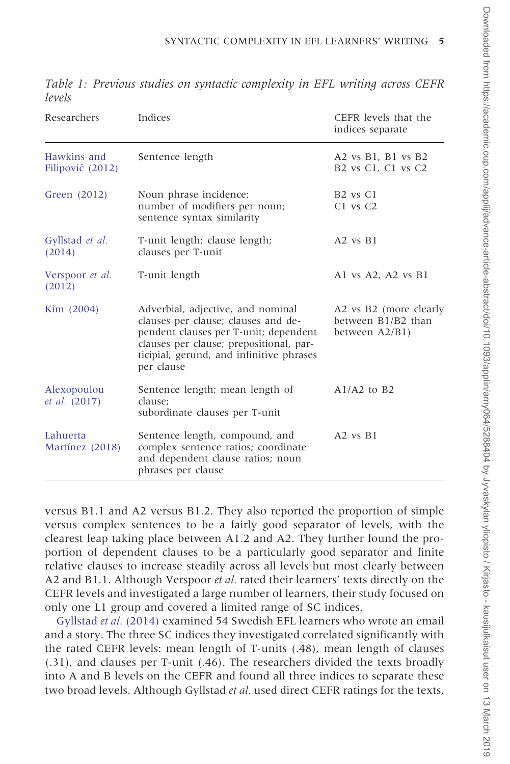*Table 1: Previous studies on syntactic complexity in EFL writing across CEFR levels*

| Researchers | Indices | CEFR levels that the indices separate |
|---|---|---|
| Hawkins and Filipović (2012) | Sentence length | A2 vs B1, B1 vs B2 B2 vs C1, C1 vs C2 |
| Green (2012) | Noun phrase incidence; number of modifiers per noun; sentence syntax similarity | B2 vs C1 C1 vs C2 |
| Gyllstad *et al.* (2014) | T-unit length; clause length; clauses per T-unit | A2 vs B1 |
| Verspoor *et al.* (2012) | T-unit length | A1 vs A2, A2 vs B1 |
| Kim (2004) | Adverbial, adjective, and nominal clauses per clause; clauses and dependent clauses per T-unit; dependent clauses per clause; prepositional, participial, gerund, and infinitive phrases per clause | A2 vs B2 (more clearly between B1/B2 than between A2/B1) |
| Alexopoulou *et al.* (2017) | Sentence length; mean length of clause; subordinate clauses per T-unit | A1/A2 to B2 |
| Lahuerta Martínez (2018) | Sentence length, compound, and complex sentence ratios; coordinate and dependent clause ratios; noun phrases per clause | A2 vs B1 |

versus B1.1 and A2 versus B1.2. They also reported the proportion of simple versus complex sentences to be a fairly good separator of levels, with the clearest leap taking place between A1.2 and A2. They further found the proportion of dependent clauses to be a particularly good separator and finite relative clauses to increase steadily across all levels but most clearly between A2 and B1.1. Although Verspoor *et al.* rated their learners' texts directly on the CEFR levels and investigated a large number of learners, their study focused on only one L1 group and covered a limited range of SC indices.

Gyllstad *et al.* (2014) examined 54 Swedish EFL learners who wrote an email and a story. The three SC indices they investigated correlated significantly with the rated CEFR levels: mean length of T-units (.48), mean length of clauses (.31), and clauses per T-unit (.46). The researchers divided the texts broadly into A and B levels on the CEFR and found all three indices to separate these two broad levels. Although Gyllstad *et al.* used direct CEFR ratings for the texts,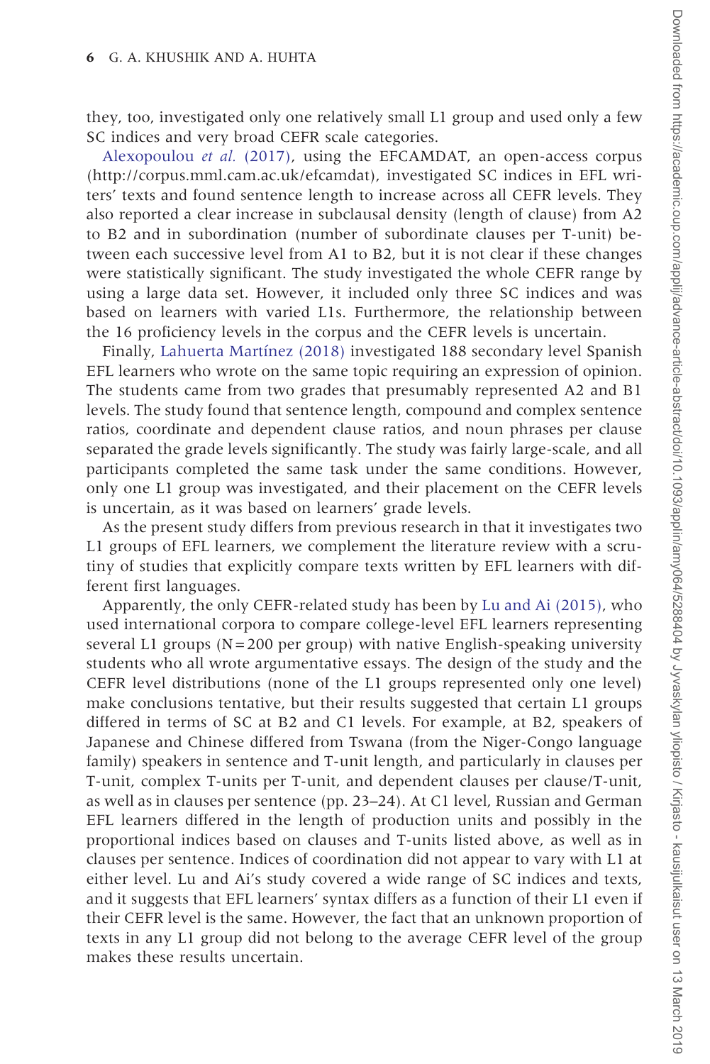they, too, investigated only one relatively small L1 group and used only a few SC indices and very broad CEFR scale categories.

Alexopoulou *et al.* (2017), using the EFCAMDAT, an open-access corpus (http://corpus.mml.cam.ac.uk/efcamdat), investigated SC indices in EFL writers' texts and found sentence length to increase across all CEFR levels. They also reported a clear increase in subclausal density (length of clause) from A2 to B2 and in subordination (number of subordinate clauses per T-unit) between each successive level from A1 to B2, but it is not clear if these changes were statistically significant. The study investigated the whole CEFR range by using a large data set. However, it included only three SC indices and was based on learners with varied L1s. Furthermore, the relationship between the 16 proficiency levels in the corpus and the CEFR levels is uncertain.

Finally, Lahuerta Martínez (2018) investigated 188 secondary level Spanish EFL learners who wrote on the same topic requiring an expression of opinion. The students came from two grades that presumably represented A2 and B1 levels. The study found that sentence length, compound and complex sentence ratios, coordinate and dependent clause ratios, and noun phrases per clause separated the grade levels significantly. The study was fairly large-scale, and all participants completed the same task under the same conditions. However, only one L1 group was investigated, and their placement on the CEFR levels is uncertain, as it was based on learners' grade levels.

As the present study differs from previous research in that it investigates two L1 groups of EFL learners, we complement the literature review with a scrutiny of studies that explicitly compare texts written by EFL learners with different first languages.

Apparently, the only CEFR-related study has been by Lu and Ai (2015), who used international corpora to compare college-level EFL learners representing several L1 groups (N = 200 per group) with native English-speaking university students who all wrote argumentative essays. The design of the study and the CEFR level distributions (none of the L1 groups represented only one level) make conclusions tentative, but their results suggested that certain L1 groups differed in terms of SC at B2 and C1 levels. For example, at B2, speakers of Japanese and Chinese differed from Tswana (from the Niger-Congo language family) speakers in sentence and T-unit length, and particularly in clauses per T-unit, complex T-units per T-unit, and dependent clauses per clause/T-unit, as well as in clauses per sentence (pp. 23–24). At C1 level, Russian and German EFL learners differed in the length of production units and possibly in the proportional indices based on clauses and T-units listed above, as well as in clauses per sentence. Indices of coordination did not appear to vary with L1 at either level. Lu and Ai's study covered a wide range of SC indices and texts, and it suggests that EFL learners' syntax differs as a function of their L1 even if their CEFR level is the same. However, the fact that an unknown proportion of texts in any L1 group did not belong to the average CEFR level of the group makes these results uncertain.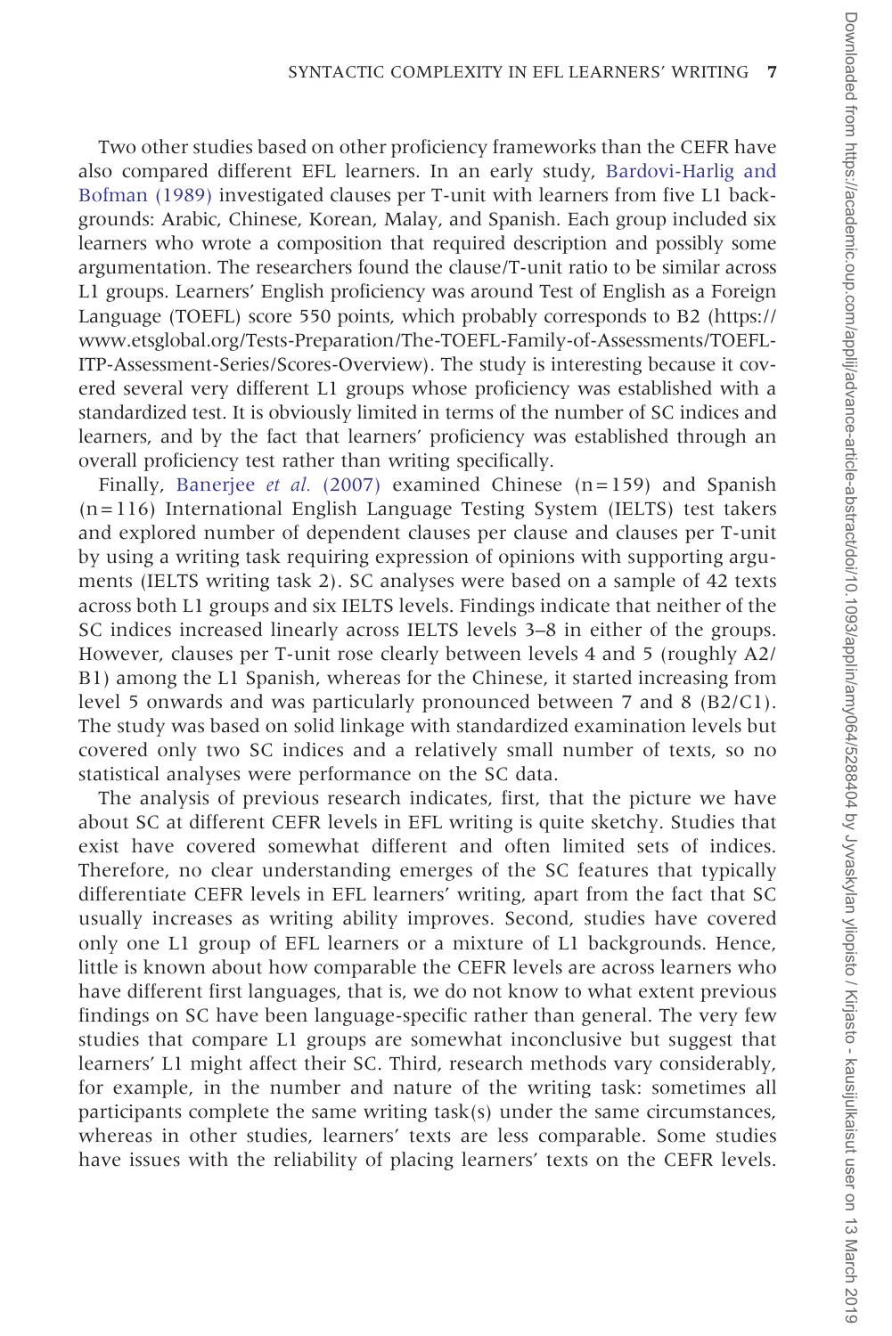Two other studies based on other proficiency frameworks than the CEFR have also compared different EFL learners. In an early study, Bardovi-Harlig and Bofman (1989) investigated clauses per T-unit with learners from five L1 backgrounds: Arabic, Chinese, Korean, Malay, and Spanish. Each group included six learners who wrote a composition that required description and possibly some argumentation. The researchers found the clause/T-unit ratio to be similar across L1 groups. Learners' English proficiency was around Test of English as a Foreign Language (TOEFL) score 550 points, which probably corresponds to B2 (https://www.etsglobal.org/Tests-Preparation/The-TOEFL-Family-of-Assessments/TOEFL-ITP-Assessment-Series/Scores-Overview). The study is interesting because it covered several very different L1 groups whose proficiency was established with a standardized test. It is obviously limited in terms of the number of SC indices and learners, and by the fact that learners' proficiency was established through an overall proficiency test rather than writing specifically.

Finally, Banerjee *et al.* (2007) examined Chinese (n = 159) and Spanish (n = 116) International English Language Testing System (IELTS) test takers and explored number of dependent clauses per clause and clauses per T-unit by using a writing task requiring expression of opinions with supporting arguments (IELTS writing task 2). SC analyses were based on a sample of 42 texts across both L1 groups and six IELTS levels. Findings indicate that neither of the SC indices increased linearly across IELTS levels 3–8 in either of the groups. However, clauses per T-unit rose clearly between levels 4 and 5 (roughly A2/B1) among the L1 Spanish, whereas for the Chinese, it started increasing from level 5 onwards and was particularly pronounced between 7 and 8 (B2/C1). The study was based on solid linkage with standardized examination levels but covered only two SC indices and a relatively small number of texts, so no statistical analyses were performance on the SC data.

The analysis of previous research indicates, first, that the picture we have about SC at different CEFR levels in EFL writing is quite sketchy. Studies that exist have covered somewhat different and often limited sets of indices. Therefore, no clear understanding emerges of the SC features that typically differentiate CEFR levels in EFL learners' writing, apart from the fact that SC usually increases as writing ability improves. Second, studies have covered only one L1 group of EFL learners or a mixture of L1 backgrounds. Hence, little is known about how comparable the CEFR levels are across learners who have different first languages, that is, we do not know to what extent previous findings on SC have been language-specific rather than general. The very few studies that compare L1 groups are somewhat inconclusive but suggest that learners' L1 might affect their SC. Third, research methods vary considerably, for example, in the number and nature of the writing task: sometimes all participants complete the same writing task(s) under the same circumstances, whereas in other studies, learners' texts are less comparable. Some studies have issues with the reliability of placing learners' texts on the CEFR levels.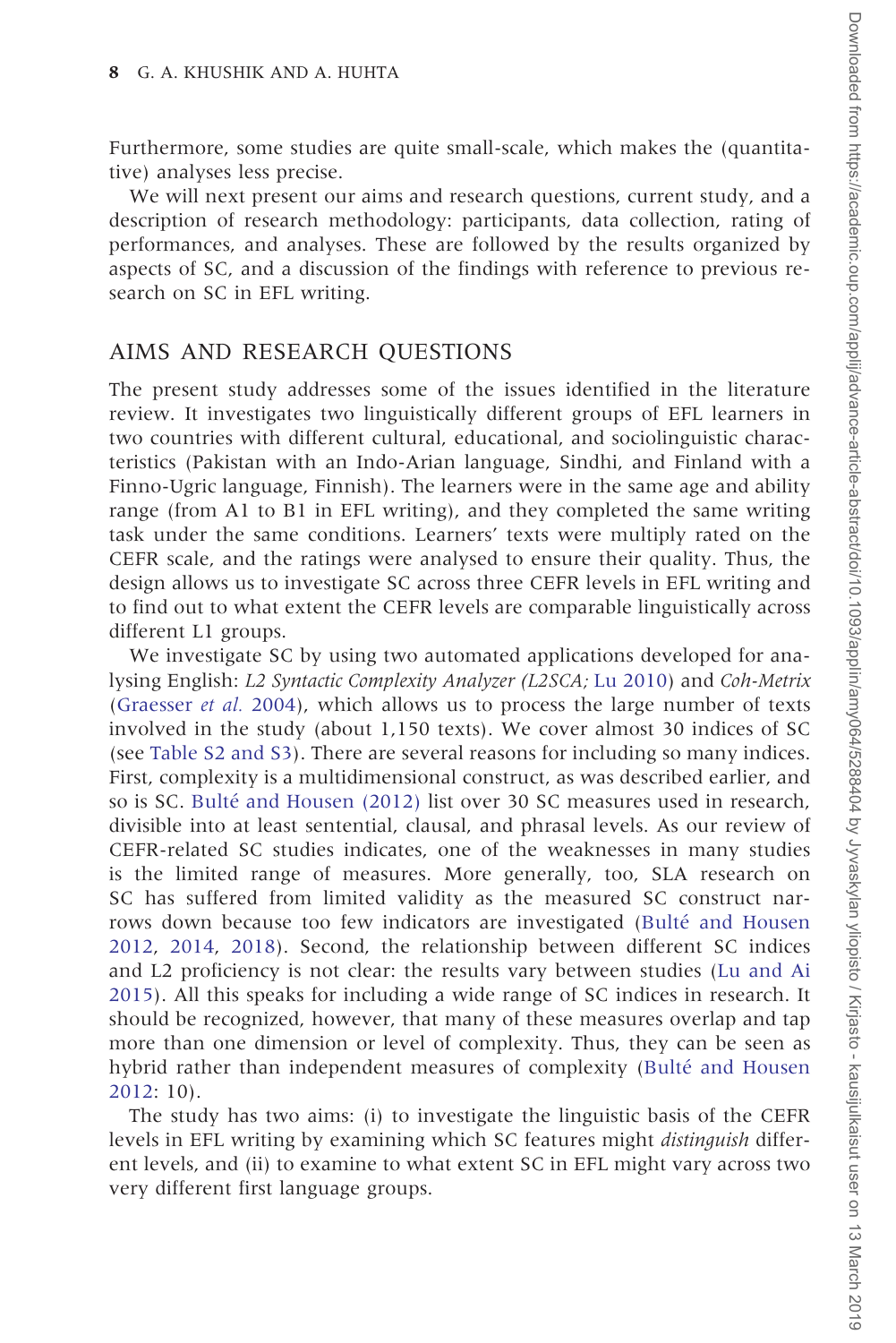Furthermore, some studies are quite small-scale, which makes the (quantitative) analyses less precise.

We will next present our aims and research questions, current study, and a description of research methodology: participants, data collection, rating of performances, and analyses. These are followed by the results organized by aspects of SC, and a discussion of the findings with reference to previous research on SC in EFL writing.

## AIMS AND RESEARCH QUESTIONS

The present study addresses some of the issues identified in the literature review. It investigates two linguistically different groups of EFL learners in two countries with different cultural, educational, and sociolinguistic characteristics (Pakistan with an Indo-Arian language, Sindhi, and Finland with a Finno-Ugric language, Finnish). The learners were in the same age and ability range (from A1 to B1 in EFL writing), and they completed the same writing task under the same conditions. Learners' texts were multiply rated on the CEFR scale, and the ratings were analysed to ensure their quality. Thus, the design allows us to investigate SC across three CEFR levels in EFL writing and to find out to what extent the CEFR levels are comparable linguistically across different L1 groups.

We investigate SC by using two automated applications developed for analysing English: *L2 Syntactic Complexity Analyzer (L2SCA;* Lu 2010) and *Coh-Metrix* (Graesser *et al.* 2004), which allows us to process the large number of texts involved in the study (about 1,150 texts). We cover almost 30 indices of SC (see Table S2 and S3). There are several reasons for including so many indices. First, complexity is a multidimensional construct, as was described earlier, and so is SC. Bulté and Housen (2012) list over 30 SC measures used in research, divisible into at least sentential, clausal, and phrasal levels. As our review of CEFR-related SC studies indicates, one of the weaknesses in many studies is the limited range of measures. More generally, too, SLA research on SC has suffered from limited validity as the measured SC construct narrows down because too few indicators are investigated (Bulté and Housen 2012, 2014, 2018). Second, the relationship between different SC indices and L2 proficiency is not clear: the results vary between studies (Lu and Ai 2015). All this speaks for including a wide range of SC indices in research. It should be recognized, however, that many of these measures overlap and tap more than one dimension or level of complexity. Thus, they can be seen as hybrid rather than independent measures of complexity (Bulté and Housen 2012: 10).

The study has two aims: (i) to investigate the linguistic basis of the CEFR levels in EFL writing by examining which SC features might *distinguish* different levels, and (ii) to examine to what extent SC in EFL might vary across two very different first language groups.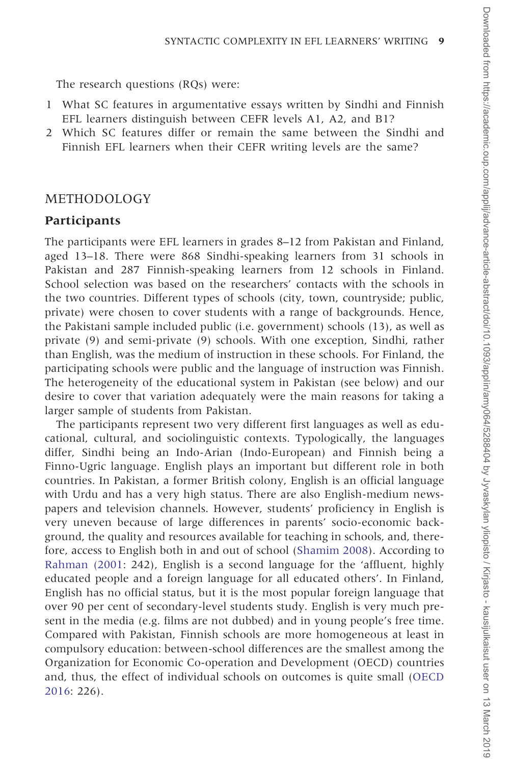The research questions (RQs) were:

1. What SC features in argumentative essays written by Sindhi and Finnish EFL learners distinguish between CEFR levels A1, A2, and B1?
2. Which SC features differ or remain the same between the Sindhi and Finnish EFL learners when their CEFR writing levels are the same?

## METHODOLOGY

### Participants

The participants were EFL learners in grades 8–12 from Pakistan and Finland, aged 13–18. There were 868 Sindhi-speaking learners from 31 schools in Pakistan and 287 Finnish-speaking learners from 12 schools in Finland. School selection was based on the researchers' contacts with the schools in the two countries. Different types of schools (city, town, countryside; public, private) were chosen to cover students with a range of backgrounds. Hence, the Pakistani sample included public (i.e. government) schools (13), as well as private (9) and semi-private (9) schools. With one exception, Sindhi, rather than English, was the medium of instruction in these schools. For Finland, the participating schools were public and the language of instruction was Finnish. The heterogeneity of the educational system in Pakistan (see below) and our desire to cover that variation adequately were the main reasons for taking a larger sample of students from Pakistan.

The participants represent two very different first languages as well as educational, cultural, and sociolinguistic contexts. Typologically, the languages differ, Sindhi being an Indo-Arian (Indo-European) and Finnish being a Finno-Ugric language. English plays an important but different role in both countries. In Pakistan, a former British colony, English is an official language with Urdu and has a very high status. There are also English-medium newspapers and television channels. However, students' proficiency in English is very uneven because of large differences in parents' socio-economic background, the quality and resources available for teaching in schools, and, therefore, access to English both in and out of school (Shamim 2008). According to Rahman (2001: 242), English is a second language for the 'affluent, highly educated people and a foreign language for all educated others'. In Finland, English has no official status, but it is the most popular foreign language that over 90 per cent of secondary-level students study. English is very much present in the media (e.g. films are not dubbed) and in young people's free time. Compared with Pakistan, Finnish schools are more homogeneous at least in compulsory education: between-school differences are the smallest among the Organization for Economic Co-operation and Development (OECD) countries and, thus, the effect of individual schools on outcomes is quite small (OECD 2016: 226).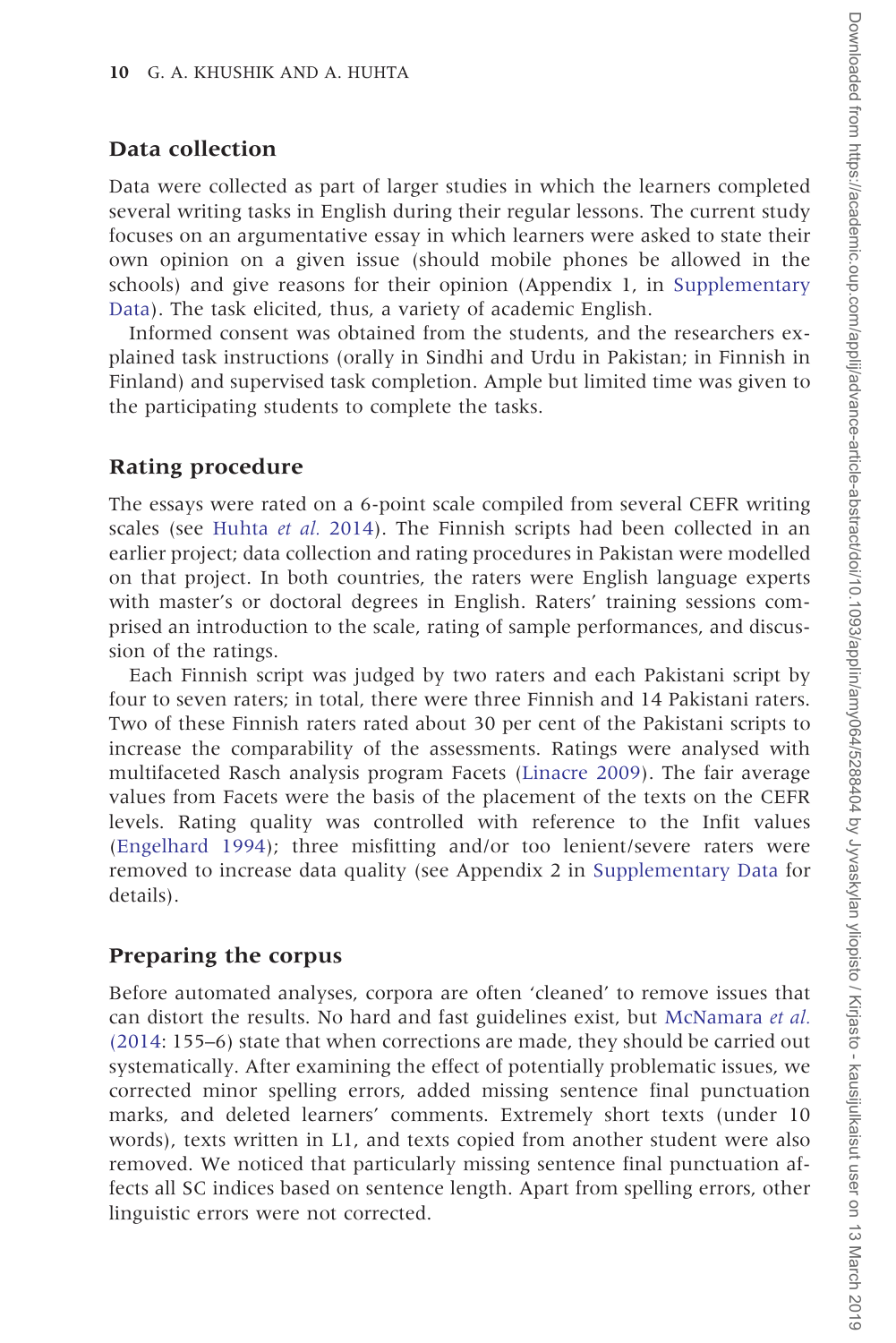## Data collection

Data were collected as part of larger studies in which the learners completed several writing tasks in English during their regular lessons. The current study focuses on an argumentative essay in which learners were asked to state their own opinion on a given issue (should mobile phones be allowed in the schools) and give reasons for their opinion (Appendix 1, in Supplementary Data). The task elicited, thus, a variety of academic English.

Informed consent was obtained from the students, and the researchers explained task instructions (orally in Sindhi and Urdu in Pakistan; in Finnish in Finland) and supervised task completion. Ample but limited time was given to the participating students to complete the tasks.

## Rating procedure

The essays were rated on a 6-point scale compiled from several CEFR writing scales (see Huhta *et al.* 2014). The Finnish scripts had been collected in an earlier project; data collection and rating procedures in Pakistan were modelled on that project. In both countries, the raters were English language experts with master's or doctoral degrees in English. Raters' training sessions comprised an introduction to the scale, rating of sample performances, and discussion of the ratings.

Each Finnish script was judged by two raters and each Pakistani script by four to seven raters; in total, there were three Finnish and 14 Pakistani raters. Two of these Finnish raters rated about 30 per cent of the Pakistani scripts to increase the comparability of the assessments. Ratings were analysed with multifaceted Rasch analysis program Facets (Linacre 2009). The fair average values from Facets were the basis of the placement of the texts on the CEFR levels. Rating quality was controlled with reference to the Infit values (Engelhard 1994); three misfitting and/or too lenient/severe raters were removed to increase data quality (see Appendix 2 in Supplementary Data for details).

## Preparing the corpus

Before automated analyses, corpora are often 'cleaned' to remove issues that can distort the results. No hard and fast guidelines exist, but McNamara *et al.* (2014: 155–6) state that when corrections are made, they should be carried out systematically. After examining the effect of potentially problematic issues, we corrected minor spelling errors, added missing sentence final punctuation marks, and deleted learners' comments. Extremely short texts (under 10 words), texts written in L1, and texts copied from another student were also removed. We noticed that particularly missing sentence final punctuation affects all SC indices based on sentence length. Apart from spelling errors, other linguistic errors were not corrected.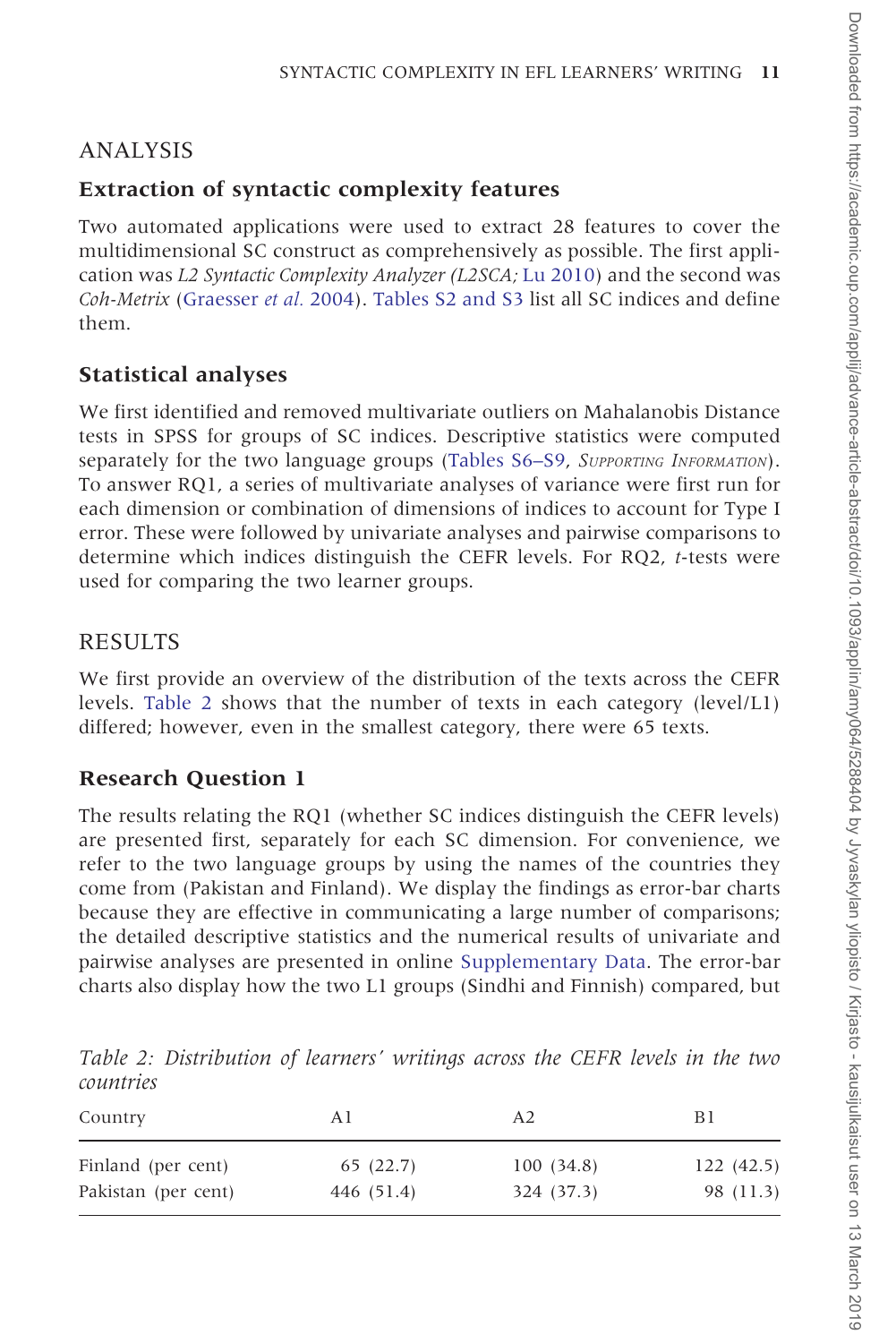## ANALYSIS

### Extraction of syntactic complexity features

Two automated applications were used to extract 28 features to cover the multidimensional SC construct as comprehensively as possible. The first application was *L2 Syntactic Complexity Analyzer (L2SCA;* Lu 2010) and the second was *Coh-Metrix* (Graesser *et al.* 2004). Tables S2 and S3 list all SC indices and define them.

### Statistical analyses

We first identified and removed multivariate outliers on Mahalanobis Distance tests in SPSS for groups of SC indices. Descriptive statistics were computed separately for the two language groups (Tables S6–S9, *Supporting Information*). To answer RQ1, a series of multivariate analyses of variance were first run for each dimension or combination of dimensions of indices to account for Type I error. These were followed by univariate analyses and pairwise comparisons to determine which indices distinguish the CEFR levels. For RQ2, *t*-tests were used for comparing the two learner groups.

## RESULTS

We first provide an overview of the distribution of the texts across the CEFR levels. Table 2 shows that the number of texts in each category (level/L1) differed; however, even in the smallest category, there were 65 texts.

### Research Question 1

The results relating the RQ1 (whether SC indices distinguish the CEFR levels) are presented first, separately for each SC dimension. For convenience, we refer to the two language groups by using the names of the countries they come from (Pakistan and Finland). We display the findings as error-bar charts because they are effective in communicating a large number of comparisons; the detailed descriptive statistics and the numerical results of univariate and pairwise analyses are presented in online Supplementary Data. The error-bar charts also display how the two L1 groups (Sindhi and Finnish) compared, but

*Table 2: Distribution of learners' writings across the CEFR levels in the two countries*

| Country | A1 | A2 | B1 |
|---|---|---|---|
| Finland (per cent) | 65 (22.7) | 100 (34.8) | 122 (42.5) |
| Pakistan (per cent) | 446 (51.4) | 324 (37.3) | 98 (11.3) |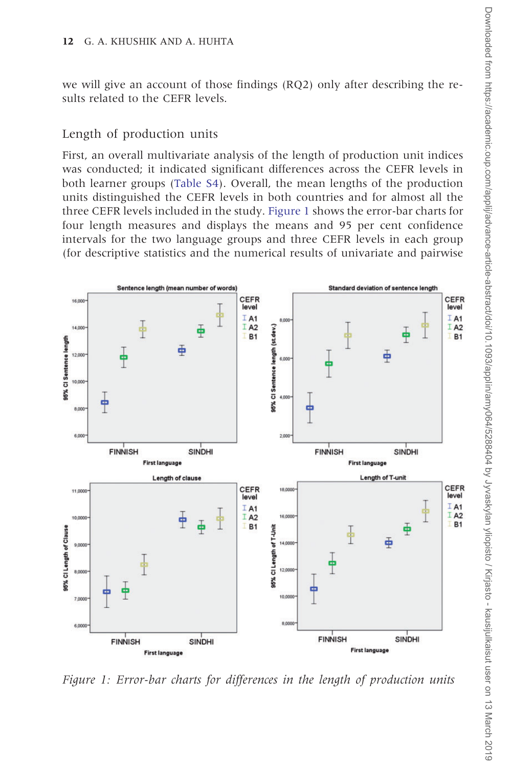we will give an account of those findings (RQ2) only after describing the results related to the CEFR levels.

## Length of production units

First, an overall multivariate analysis of the length of production unit indices was conducted; it indicated significant differences across the CEFR levels in both learner groups (Table S4). Overall, the mean lengths of the production units distinguished the CEFR levels in both countries and for almost all the three CEFR levels included in the study. Figure 1 shows the error-bar charts for four length measures and displays the means and 95 per cent confidence intervals for the two language groups and three CEFR levels in each group (for descriptive statistics and the numerical results of univariate and pairwise

*Figure 1: Error-bar charts for differences in the length of production units*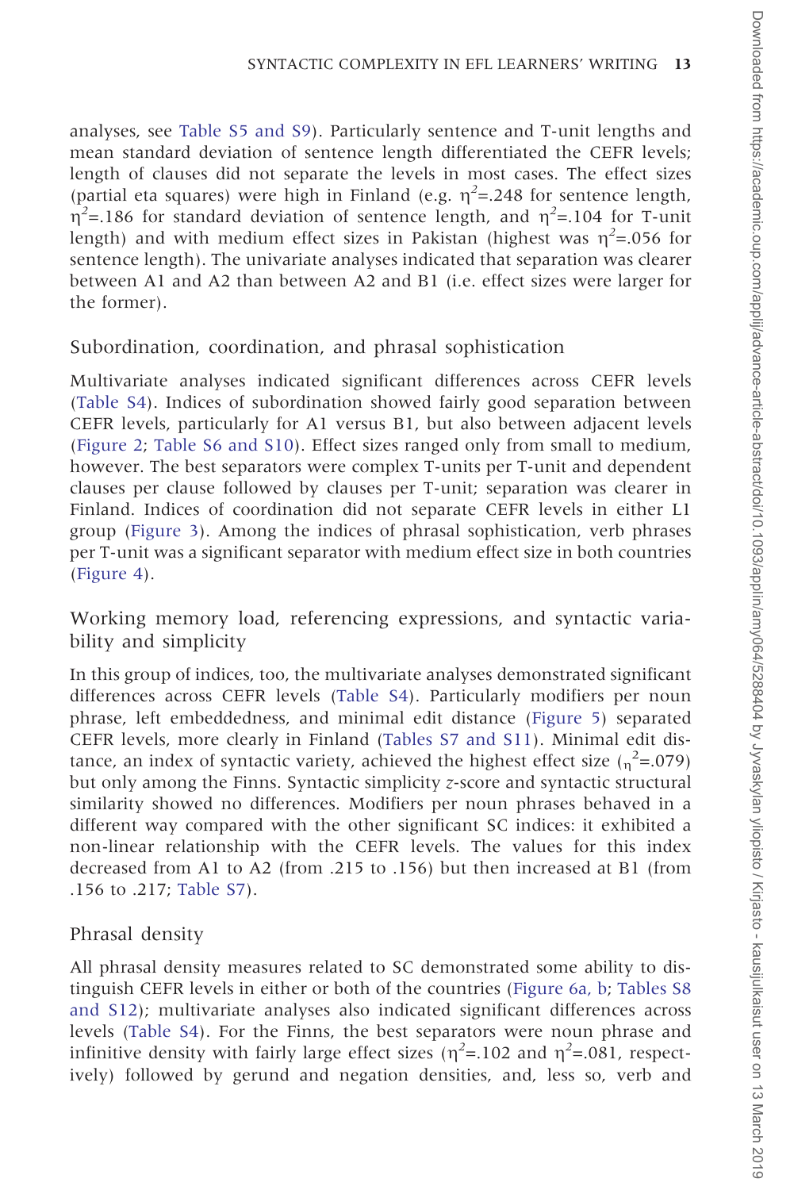analyses, see Table S5 and S9). Particularly sentence and T-unit lengths and mean standard deviation of sentence length differentiated the CEFR levels; length of clauses did not separate the levels in most cases. The effect sizes (partial eta squares) were high in Finland (e.g. $\eta^2$=.248 for sentence length, $\eta^2$=.186 for standard deviation of sentence length, and $\eta^2$=.104 for T-unit length) and with medium effect sizes in Pakistan (highest was $\eta^2$=.056 for sentence length). The univariate analyses indicated that separation was clearer between A1 and A2 than between A2 and B1 (i.e. effect sizes were larger for the former).

## Subordination, coordination, and phrasal sophistication

Multivariate analyses indicated significant differences across CEFR levels (Table S4). Indices of subordination showed fairly good separation between CEFR levels, particularly for A1 versus B1, but also between adjacent levels (Figure 2; Table S6 and S10). Effect sizes ranged only from small to medium, however. The best separators were complex T-units per T-unit and dependent clauses per clause followed by clauses per T-unit; separation was clearer in Finland. Indices of coordination did not separate CEFR levels in either L1 group (Figure 3). Among the indices of phrasal sophistication, verb phrases per T-unit was a significant separator with medium effect size in both countries (Figure 4).

## Working memory load, referencing expressions, and syntactic variability and simplicity

In this group of indices, too, the multivariate analyses demonstrated significant differences across CEFR levels (Table S4). Particularly modifiers per noun phrase, left embeddedness, and minimal edit distance (Figure 5) separated CEFR levels, more clearly in Finland (Tables S7 and S11). Minimal edit distance, an index of syntactic variety, achieved the highest effect size ($\eta^2$=.079) but only among the Finns. Syntactic simplicity *z*-score and syntactic structural similarity showed no differences. Modifiers per noun phrases behaved in a different way compared with the other significant SC indices: it exhibited a non-linear relationship with the CEFR levels. The values for this index decreased from A1 to A2 (from .215 to .156) but then increased at B1 (from .156 to .217; Table S7).

## Phrasal density

All phrasal density measures related to SC demonstrated some ability to distinguish CEFR levels in either or both of the countries (Figure 6a, b; Tables S8 and S12); multivariate analyses also indicated significant differences across levels (Table S4). For the Finns, the best separators were noun phrase and infinitive density with fairly large effect sizes ($\eta^2$=.102 and $\eta^2$=.081, respectively) followed by gerund and negation densities, and, less so, verb and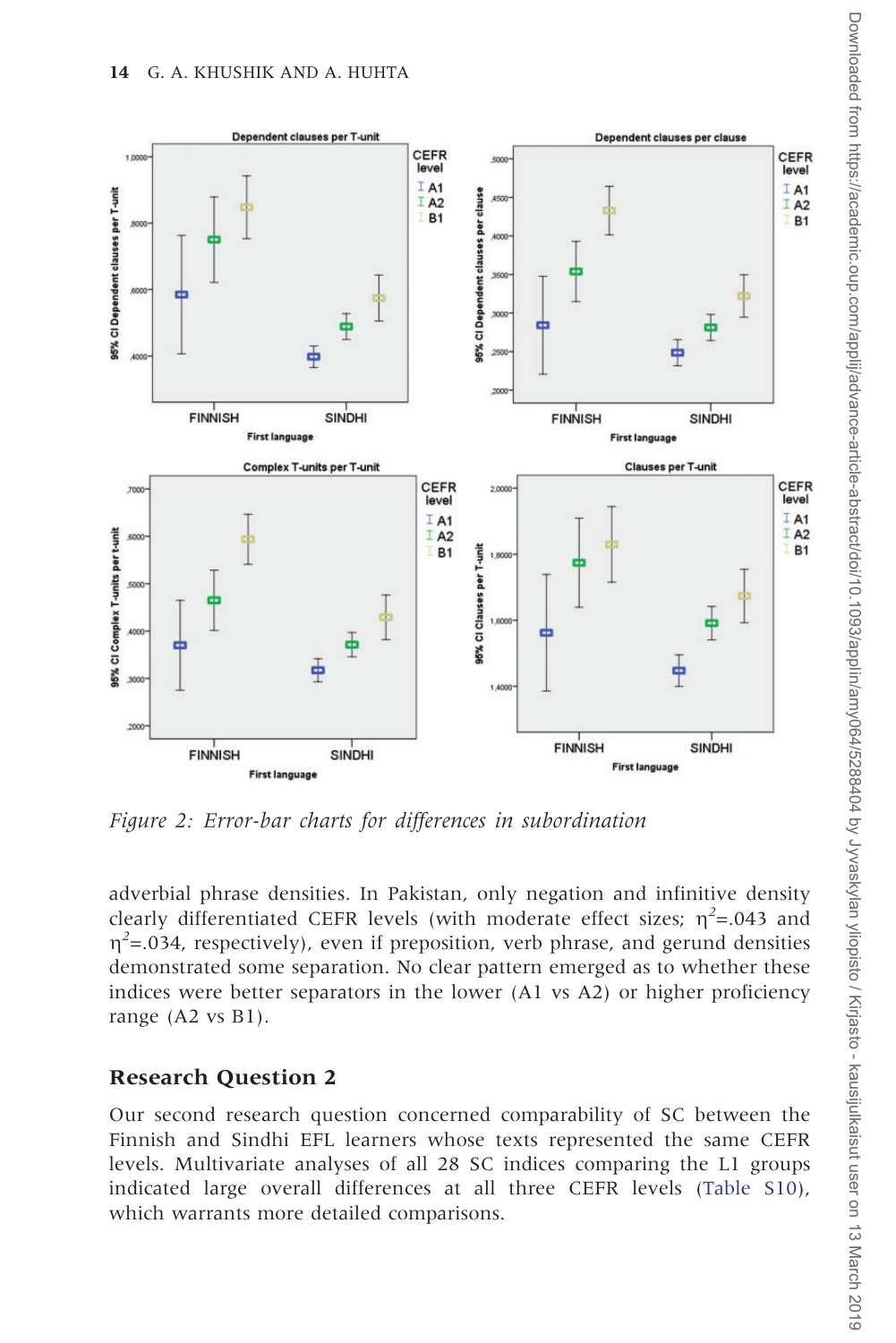*Figure 2: Error-bar charts for differences in subordination*

adverbial phrase densities. In Pakistan, only negation and infinitive density clearly differentiated CEFR levels (with moderate effect sizes; $\eta^2$=.043 and $\eta^2$=.034, respectively), even if preposition, verb phrase, and gerund densities demonstrated some separation. No clear pattern emerged as to whether these indices were better separators in the lower (A1 vs A2) or higher proficiency range (A2 vs B1).

## Research Question 2

Our second research question concerned comparability of SC between the Finnish and Sindhi EFL learners whose texts represented the same CEFR levels. Multivariate analyses of all 28 SC indices comparing the L1 groups indicated large overall differences at all three CEFR levels (Table S10), which warrants more detailed comparisons.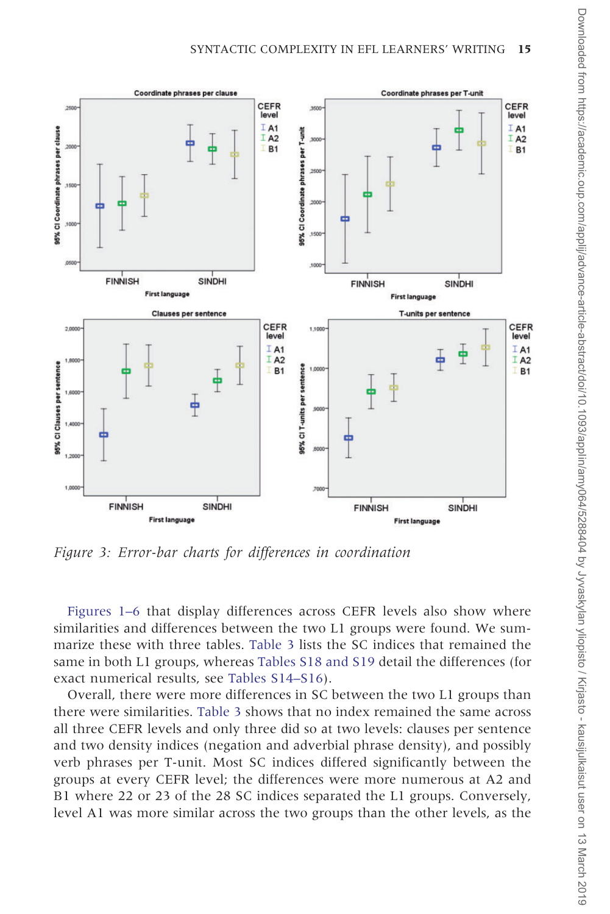*Figure 3: Error-bar charts for differences in coordination*

Figures 1–6 that display differences across CEFR levels also show where similarities and differences between the two L1 groups were found. We summarize these with three tables. Table 3 lists the SC indices that remained the same in both L1 groups, whereas Tables S18 and S19 detail the differences (for exact numerical results, see Tables S14–S16).

Overall, there were more differences in SC between the two L1 groups than there were similarities. Table 3 shows that no index remained the same across all three CEFR levels and only three did so at two levels: clauses per sentence and two density indices (negation and adverbial phrase density), and possibly verb phrases per T-unit. Most SC indices differed significantly between the groups at every CEFR level; the differences were more numerous at A2 and B1 where 22 or 23 of the 28 SC indices separated the L1 groups. Conversely, level A1 was more similar across the two groups than the other levels, as the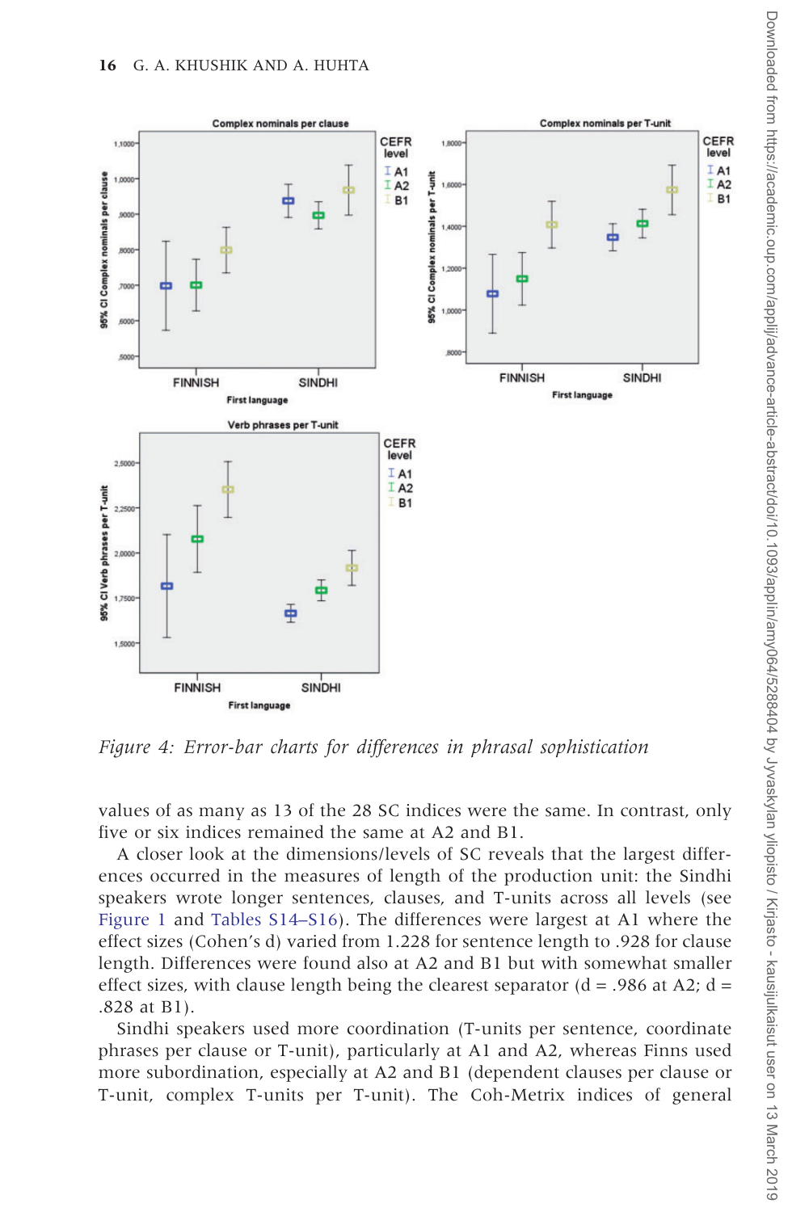*Figure 4: Error-bar charts for differences in phrasal sophistication*

values of as many as 13 of the 28 SC indices were the same. In contrast, only five or six indices remained the same at A2 and B1.

A closer look at the dimensions/levels of SC reveals that the largest differences occurred in the measures of length of the production unit: the Sindhi speakers wrote longer sentences, clauses, and T-units across all levels (see Figure 1 and Tables S14–S16). The differences were largest at A1 where the effect sizes (Cohen's d) varied from 1.228 for sentence length to .928 for clause length. Differences were found also at A2 and B1 but with somewhat smaller effect sizes, with clause length being the clearest separator (d = .986 at A2; d = .828 at B1).

Sindhi speakers used more coordination (T-units per sentence, coordinate phrases per clause or T-unit), particularly at A1 and A2, whereas Finns used more subordination, especially at A2 and B1 (dependent clauses per clause or T-unit, complex T-units per T-unit). The Coh-Metrix indices of general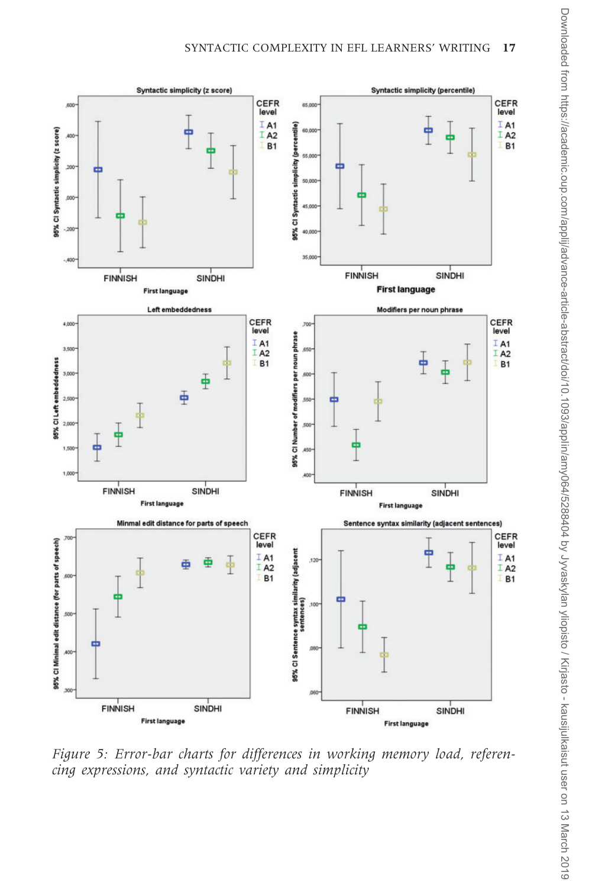Figure 5: Error-bar charts for differences in working memory load, referencing expressions, and syntactic variety and simplicity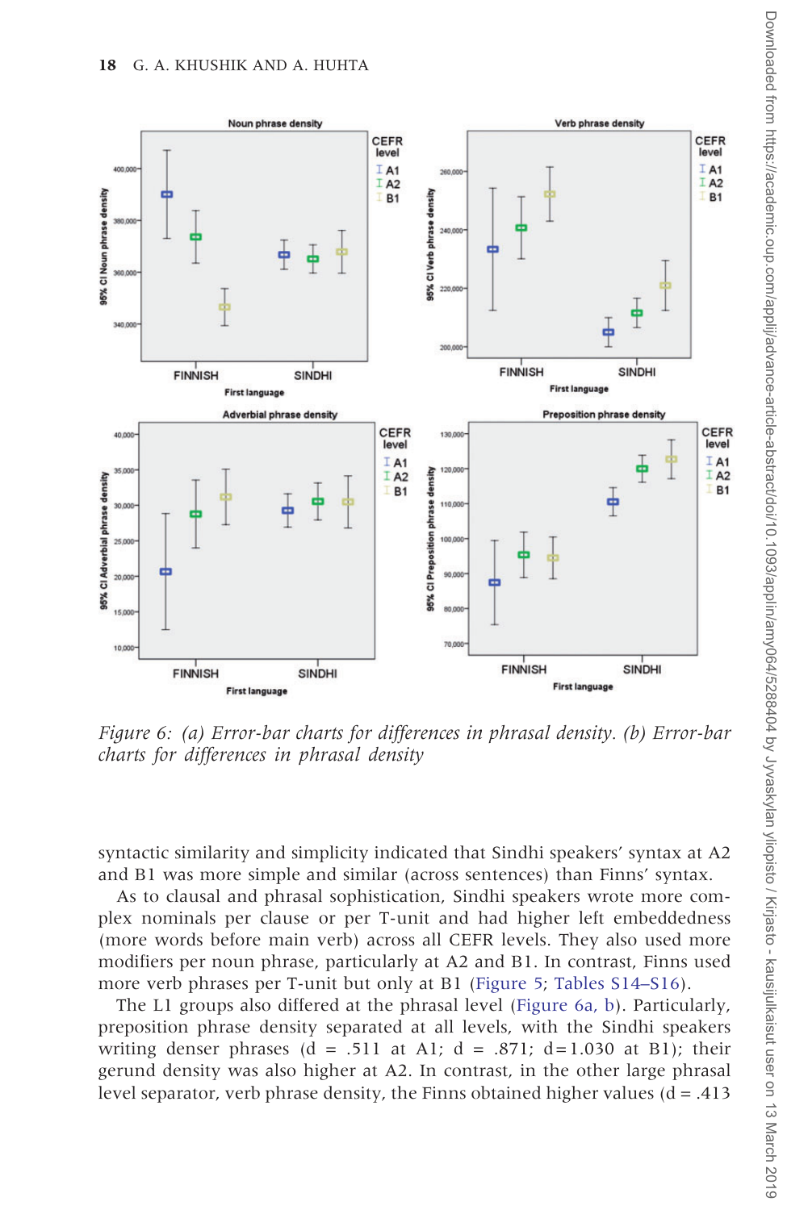*Figure 6: (a) Error-bar charts for differences in phrasal density. (b) Error-bar charts for differences in phrasal density*

syntactic similarity and simplicity indicated that Sindhi speakers' syntax at A2 and B1 was more simple and similar (across sentences) than Finns' syntax.

As to clausal and phrasal sophistication, Sindhi speakers wrote more complex nominals per clause or per T-unit and had higher left embeddedness (more words before main verb) across all CEFR levels. They also used more modifiers per noun phrase, particularly at A2 and B1. In contrast, Finns used more verb phrases per T-unit but only at B1 (Figure 5; Tables S14–S16).

The L1 groups also differed at the phrasal level (Figure 6a, b). Particularly, preposition phrase density separated at all levels, with the Sindhi speakers writing denser phrases (d = .511 at A1; d = .871; d = 1.030 at B1); their gerund density was also higher at A2. In contrast, in the other large phrasal level separator, verb phrase density, the Finns obtained higher values (d = .413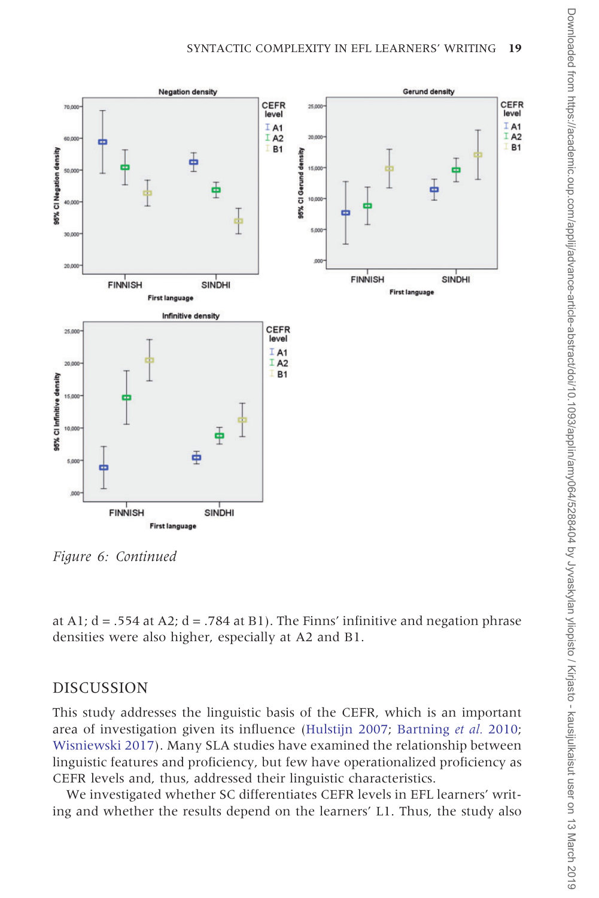*Figure 6: Continued*

at A1; d = .554 at A2; d = .784 at B1). The Finns' infinitive and negation phrase densities were also higher, especially at A2 and B1.

## DISCUSSION

This study addresses the linguistic basis of the CEFR, which is an important area of investigation given its influence (Hulstijn 2007; Bartning *et al.* 2010; Wisniewski 2017). Many SLA studies have examined the relationship between linguistic features and proficiency, but few have operationalized proficiency as CEFR levels and, thus, addressed their linguistic characteristics.

We investigated whether SC differentiates CEFR levels in EFL learners' writing and whether the results depend on the learners' L1. Thus, the study also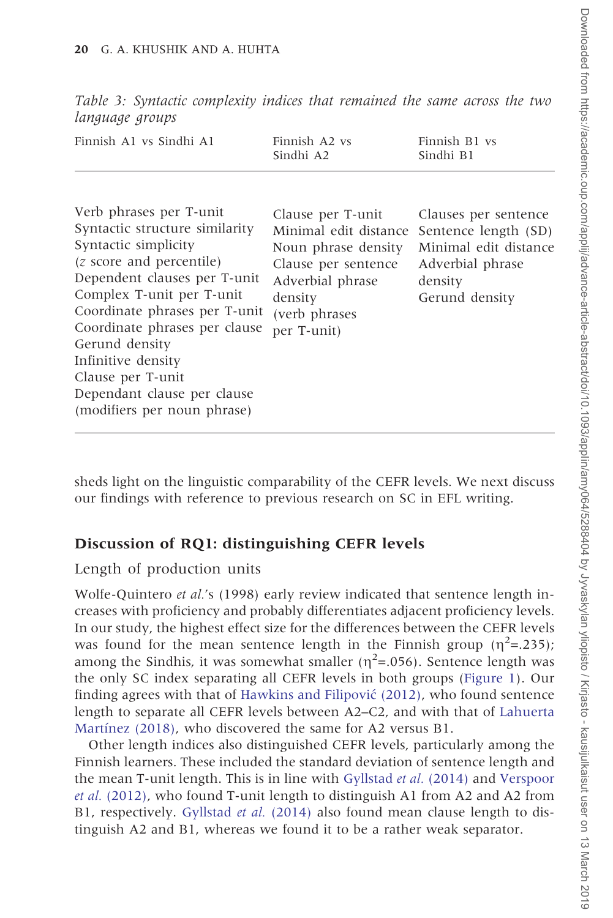*Table 3: Syntactic complexity indices that remained the same across the two language groups*

| Finnish A1 vs Sindhi A1 | Finnish A2 vs Sindhi A2 | Finnish B1 vs Sindhi B1 |
|---|---|---|
| Verb phrases per T-unit<br>Syntactic structure similarity<br>Syntactic simplicity (*z* score and percentile)<br>Dependent clauses per T-unit<br>Complex T-unit per T-unit<br>Coordinate phrases per T-unit<br>Coordinate phrases per clause<br>Gerund density<br>Infinitive density<br>Clause per T-unit<br>Dependant clause per clause<br>(modifiers per noun phrase) | Clause per T-unit<br>Minimal edit distance<br>Noun phrase density<br>Clause per sentence<br>Adverbial phrase density<br>(verb phrases per T-unit) | Clauses per sentence<br>Sentence length (SD)<br>Minimal edit distance<br>Adverbial phrase density<br>Gerund density |

sheds light on the linguistic comparability of the CEFR levels. We next discuss our findings with reference to previous research on SC in EFL writing.

## Discussion of RQ1: distinguishing CEFR levels

### Length of production units

Wolfe-Quintero *et al.*'s (1998) early review indicated that sentence length increases with proficiency and probably differentiates adjacent proficiency levels. In our study, the highest effect size for the differences between the CEFR levels was found for the mean sentence length in the Finnish group ($\eta^2$=.235); among the Sindhis, it was somewhat smaller ($\eta^2$=.056). Sentence length was the only SC index separating all CEFR levels in both groups (Figure 1). Our finding agrees with that of Hawkins and Filipović (2012), who found sentence length to separate all CEFR levels between A2–C2, and with that of Lahuerta Martínez (2018), who discovered the same for A2 versus B1.

Other length indices also distinguished CEFR levels, particularly among the Finnish learners. These included the standard deviation of sentence length and the mean T-unit length. This is in line with Gyllstad *et al.* (2014) and Verspoor *et al.* (2012), who found T-unit length to distinguish A1 from A2 and A2 from B1, respectively. Gyllstad *et al.* (2014) also found mean clause length to distinguish A2 and B1, whereas we found it to be a rather weak separator.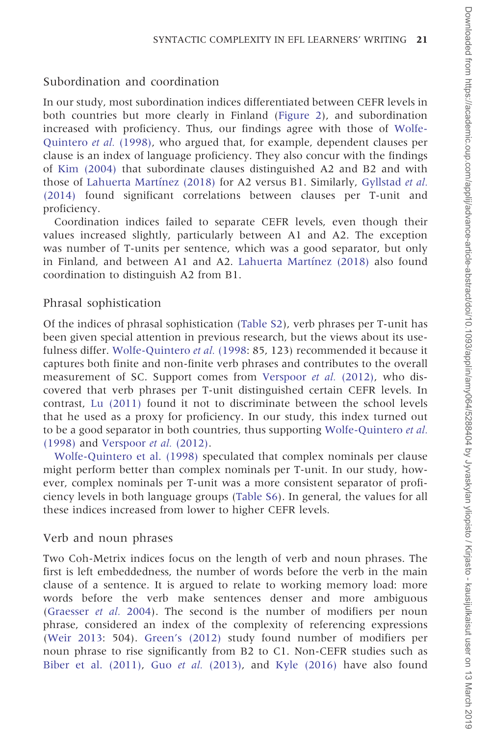## Subordination and coordination

In our study, most subordination indices differentiated between CEFR levels in both countries but more clearly in Finland (Figure 2), and subordination increased with proficiency. Thus, our findings agree with those of Wolfe-Quintero *et al.* (1998), who argued that, for example, dependent clauses per clause is an index of language proficiency. They also concur with the findings of Kim (2004) that subordinate clauses distinguished A2 and B2 and with those of Lahuerta Martínez (2018) for A2 versus B1. Similarly, Gyllstad *et al.* (2014) found significant correlations between clauses per T-unit and proficiency.

Coordination indices failed to separate CEFR levels, even though their values increased slightly, particularly between A1 and A2. The exception was number of T-units per sentence, which was a good separator, but only in Finland, and between A1 and A2. Lahuerta Martínez (2018) also found coordination to distinguish A2 from B1.

## Phrasal sophistication

Of the indices of phrasal sophistication (Table S2), verb phrases per T-unit has been given special attention in previous research, but the views about its usefulness differ. Wolfe-Quintero *et al.* (1998: 85, 123) recommended it because it captures both finite and non-finite verb phrases and contributes to the overall measurement of SC. Support comes from Verspoor *et al.* (2012), who discovered that verb phrases per T-unit distinguished certain CEFR levels. In contrast, Lu (2011) found it not to discriminate between the school levels that he used as a proxy for proficiency. In our study, this index turned out to be a good separator in both countries, thus supporting Wolfe-Quintero *et al.* (1998) and Verspoor *et al.* (2012).

Wolfe-Quintero et al. (1998) speculated that complex nominals per clause might perform better than complex nominals per T-unit. In our study, however, complex nominals per T-unit was a more consistent separator of proficiency levels in both language groups (Table S6). In general, the values for all these indices increased from lower to higher CEFR levels.

## Verb and noun phrases

Two Coh-Metrix indices focus on the length of verb and noun phrases. The first is left embeddedness, the number of words before the verb in the main clause of a sentence. It is argued to relate to working memory load: more words before the verb make sentences denser and more ambiguous (Graesser *et al.* 2004). The second is the number of modifiers per noun phrase, considered an index of the complexity of referencing expressions (Weir 2013: 504). Green's (2012) study found number of modifiers per noun phrase to rise significantly from B2 to C1. Non-CEFR studies such as Biber et al. (2011), Guo *et al.* (2013), and Kyle (2016) have also found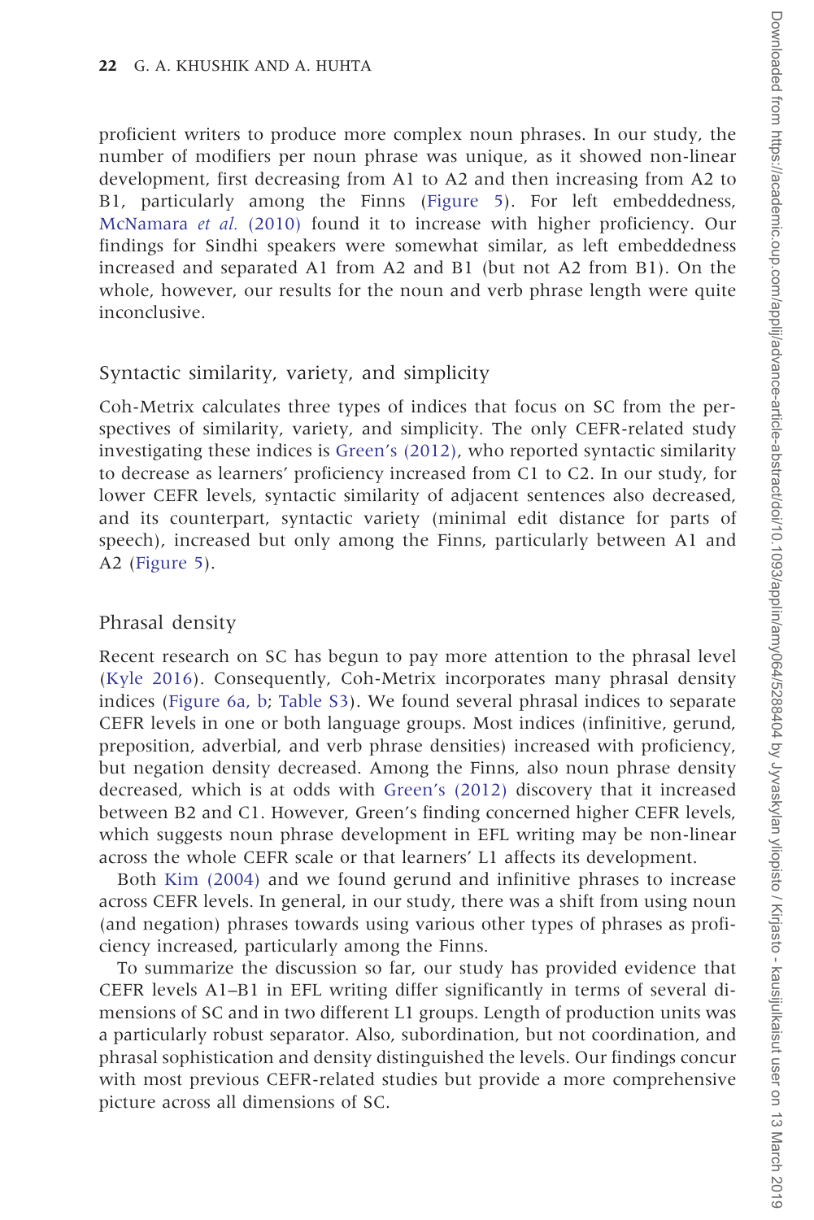proficient writers to produce more complex noun phrases. In our study, the number of modifiers per noun phrase was unique, as it showed non-linear development, first decreasing from A1 to A2 and then increasing from A2 to B1, particularly among the Finns (Figure 5). For left embeddedness, McNamara *et al.* (2010) found it to increase with higher proficiency. Our findings for Sindhi speakers were somewhat similar, as left embeddedness increased and separated A1 from A2 and B1 (but not A2 from B1). On the whole, however, our results for the noun and verb phrase length were quite inconclusive.

## Syntactic similarity, variety, and simplicity

Coh-Metrix calculates three types of indices that focus on SC from the perspectives of similarity, variety, and simplicity. The only CEFR-related study investigating these indices is Green's (2012), who reported syntactic similarity to decrease as learners' proficiency increased from C1 to C2. In our study, for lower CEFR levels, syntactic similarity of adjacent sentences also decreased, and its counterpart, syntactic variety (minimal edit distance for parts of speech), increased but only among the Finns, particularly between A1 and A2 (Figure 5).

## Phrasal density

Recent research on SC has begun to pay more attention to the phrasal level (Kyle 2016). Consequently, Coh-Metrix incorporates many phrasal density indices (Figure 6a, b; Table S3). We found several phrasal indices to separate CEFR levels in one or both language groups. Most indices (infinitive, gerund, preposition, adverbial, and verb phrase densities) increased with proficiency, but negation density decreased. Among the Finns, also noun phrase density decreased, which is at odds with Green's (2012) discovery that it increased between B2 and C1. However, Green's finding concerned higher CEFR levels, which suggests noun phrase development in EFL writing may be non-linear across the whole CEFR scale or that learners' L1 affects its development.

Both Kim (2004) and we found gerund and infinitive phrases to increase across CEFR levels. In general, in our study, there was a shift from using noun (and negation) phrases towards using various other types of phrases as proficiency increased, particularly among the Finns.

To summarize the discussion so far, our study has provided evidence that CEFR levels A1–B1 in EFL writing differ significantly in terms of several dimensions of SC and in two different L1 groups. Length of production units was a particularly robust separator. Also, subordination, but not coordination, and phrasal sophistication and density distinguished the levels. Our findings concur with most previous CEFR-related studies but provide a more comprehensive picture across all dimensions of SC.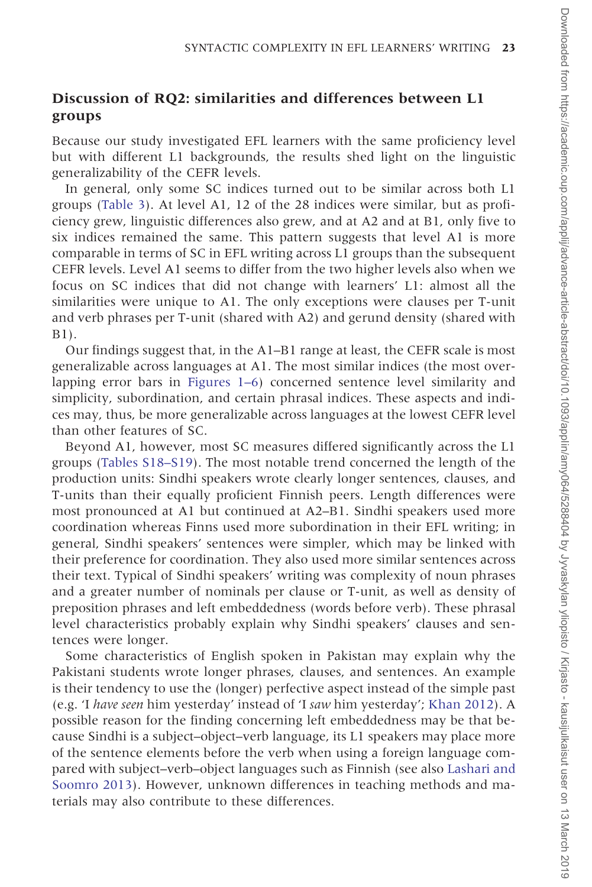## Discussion of RQ2: similarities and differences between L1 groups

Because our study investigated EFL learners with the same proficiency level but with different L1 backgrounds, the results shed light on the linguistic generalizability of the CEFR levels.

In general, only some SC indices turned out to be similar across both L1 groups (Table 3). At level A1, 12 of the 28 indices were similar, but as proficiency grew, linguistic differences also grew, and at A2 and at B1, only five to six indices remained the same. This pattern suggests that level A1 is more comparable in terms of SC in EFL writing across L1 groups than the subsequent CEFR levels. Level A1 seems to differ from the two higher levels also when we focus on SC indices that did not change with learners' L1: almost all the similarities were unique to A1. The only exceptions were clauses per T-unit and verb phrases per T-unit (shared with A2) and gerund density (shared with B1).

Our findings suggest that, in the A1–B1 range at least, the CEFR scale is most generalizable across languages at A1. The most similar indices (the most overlapping error bars in Figures 1–6) concerned sentence level similarity and simplicity, subordination, and certain phrasal indices. These aspects and indices may, thus, be more generalizable across languages at the lowest CEFR level than other features of SC.

Beyond A1, however, most SC measures differed significantly across the L1 groups (Tables S18–S19). The most notable trend concerned the length of the production units: Sindhi speakers wrote clearly longer sentences, clauses, and T-units than their equally proficient Finnish peers. Length differences were most pronounced at A1 but continued at A2–B1. Sindhi speakers used more coordination whereas Finns used more subordination in their EFL writing; in general, Sindhi speakers' sentences were simpler, which may be linked with their preference for coordination. They also used more similar sentences across their text. Typical of Sindhi speakers' writing was complexity of noun phrases and a greater number of nominals per clause or T-unit, as well as density of preposition phrases and left embeddedness (words before verb). These phrasal level characteristics probably explain why Sindhi speakers' clauses and sentences were longer.

Some characteristics of English spoken in Pakistan may explain why the Pakistani students wrote longer phrases, clauses, and sentences. An example is their tendency to use the (longer) perfective aspect instead of the simple past (e.g. 'I *have seen* him yesterday' instead of 'I *saw* him yesterday'; Khan 2012). A possible reason for the finding concerning left embeddedness may be that because Sindhi is a subject–object–verb language, its L1 speakers may place more of the sentence elements before the verb when using a foreign language compared with subject–verb–object languages such as Finnish (see also Lashari and Soomro 2013). However, unknown differences in teaching methods and materials may also contribute to these differences.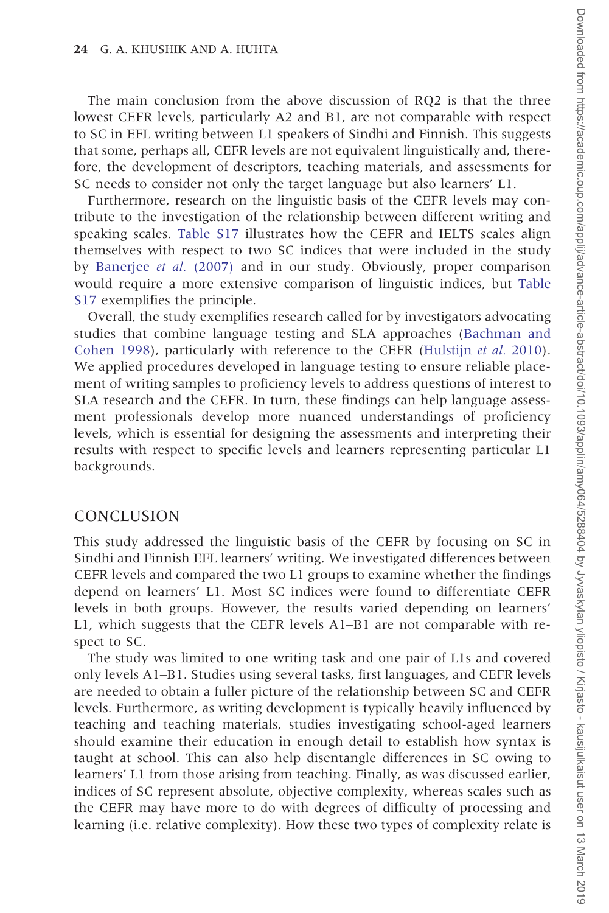The main conclusion from the above discussion of RQ2 is that the three lowest CEFR levels, particularly A2 and B1, are not comparable with respect to SC in EFL writing between L1 speakers of Sindhi and Finnish. This suggests that some, perhaps all, CEFR levels are not equivalent linguistically and, therefore, the development of descriptors, teaching materials, and assessments for SC needs to consider not only the target language but also learners' L1.

Furthermore, research on the linguistic basis of the CEFR levels may contribute to the investigation of the relationship between different writing and speaking scales. Table S17 illustrates how the CEFR and IELTS scales align themselves with respect to two SC indices that were included in the study by Banerjee *et al.* (2007) and in our study. Obviously, proper comparison would require a more extensive comparison of linguistic indices, but Table S17 exemplifies the principle.

Overall, the study exemplifies research called for by investigators advocating studies that combine language testing and SLA approaches (Bachman and Cohen 1998), particularly with reference to the CEFR (Hulstijn *et al.* 2010). We applied procedures developed in language testing to ensure reliable placement of writing samples to proficiency levels to address questions of interest to SLA research and the CEFR. In turn, these findings can help language assessment professionals develop more nuanced understandings of proficiency levels, which is essential for designing the assessments and interpreting their results with respect to specific levels and learners representing particular L1 backgrounds.

## CONCLUSION

This study addressed the linguistic basis of the CEFR by focusing on SC in Sindhi and Finnish EFL learners' writing. We investigated differences between CEFR levels and compared the two L1 groups to examine whether the findings depend on learners' L1. Most SC indices were found to differentiate CEFR levels in both groups. However, the results varied depending on learners' L1, which suggests that the CEFR levels A1–B1 are not comparable with respect to SC.

The study was limited to one writing task and one pair of L1s and covered only levels A1–B1. Studies using several tasks, first languages, and CEFR levels are needed to obtain a fuller picture of the relationship between SC and CEFR levels. Furthermore, as writing development is typically heavily influenced by teaching and teaching materials, studies investigating school-aged learners should examine their education in enough detail to establish how syntax is taught at school. This can also help disentangle differences in SC owing to learners' L1 from those arising from teaching. Finally, as was discussed earlier, indices of SC represent absolute, objective complexity, whereas scales such as the CEFR may have more to do with degrees of difficulty of processing and learning (i.e. relative complexity). How these two types of complexity relate is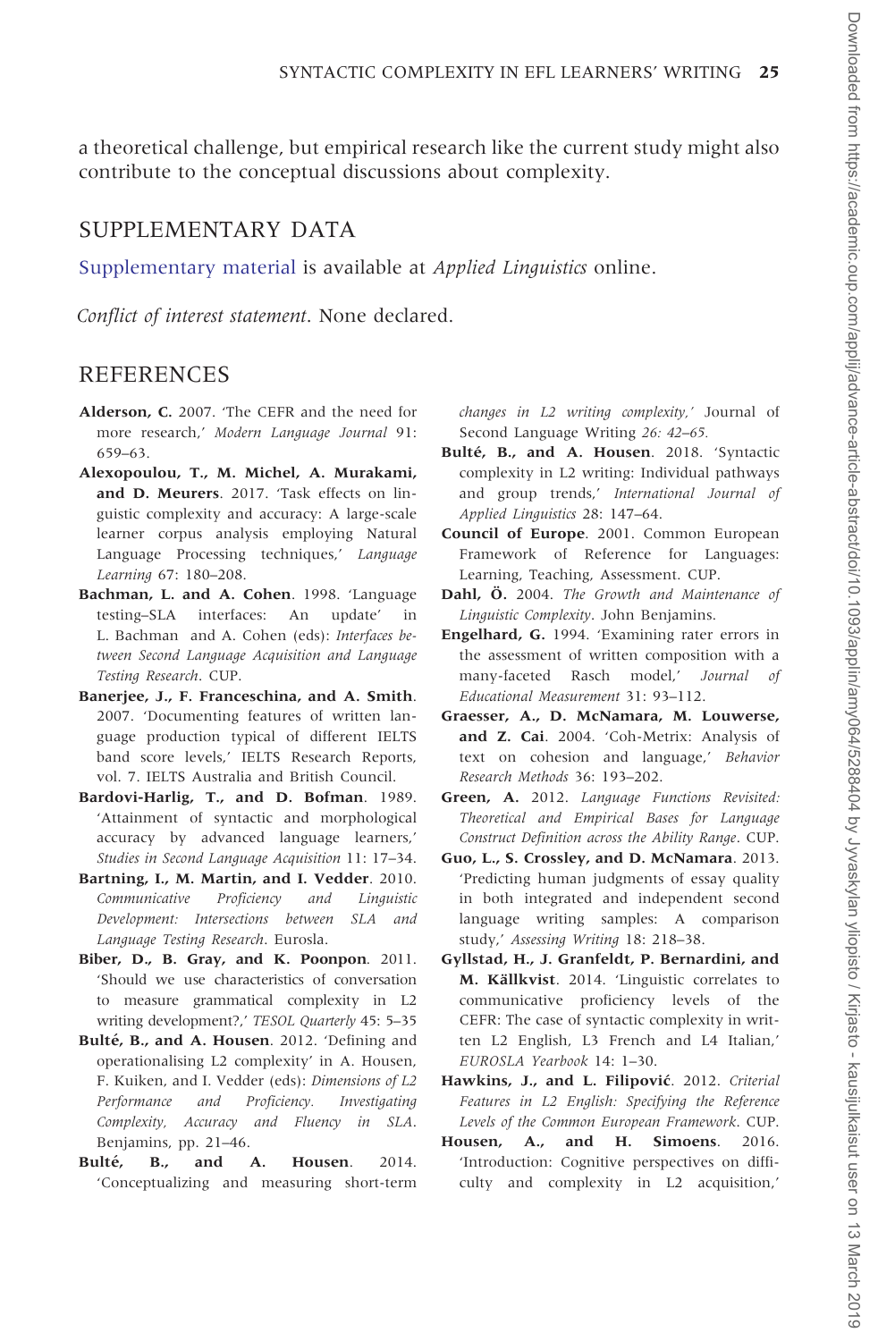a theoretical challenge, but empirical research like the current study might also contribute to the conceptual discussions about complexity.

## SUPPLEMENTARY DATA

Supplementary material is available at *Applied Linguistics* online.

*Conflict of interest statement*. None declared.

## REFERENCES

**Alderson, C.** 2007. 'The CEFR and the need for more research,' *Modern Language Journal* 91: 659–63.

**Alexopoulou, T., M. Michel, A. Murakami, and D. Meurers**. 2017. 'Task effects on linguistic complexity and accuracy: A large-scale learner corpus analysis employing Natural Language Processing techniques,' *Language Learning* 67: 180–208.

**Bachman, L. and A. Cohen**. 1998. 'Language testing–SLA interfaces: An update' in L. Bachman and A. Cohen (eds): *Interfaces between Second Language Acquisition and Language Testing Research*. CUP.

**Banerjee, J., F. Franceschina, and A. Smith**. 2007. 'Documenting features of written language production typical of different IELTS band score levels,' IELTS Research Reports, vol. 7. IELTS Australia and British Council.

**Bardovi-Harlig, T., and D. Bofman**. 1989. 'Attainment of syntactic and morphological accuracy by advanced language learners,' *Studies in Second Language Acquisition* 11: 17–34.

**Bartning, I., M. Martin, and I. Vedder**. 2010. *Communicative Proficiency and Linguistic Development: Intersections between SLA and Language Testing Research*. Eurosla.

**Biber, D., B. Gray, and K. Poonpon**. 2011. 'Should we use characteristics of conversation to measure grammatical complexity in L2 writing development?,' *TESOL Quarterly* 45: 5–35

**Bulté, B., and A. Housen**. 2012. 'Defining and operationalising L2 complexity' in A. Housen, F. Kuiken, and I. Vedder (eds): *Dimensions of L2 Performance and Proficiency. Investigating Complexity, Accuracy and Fluency in SLA*. Benjamins, pp. 21–46.

**Bulté, B., and A. Housen**. 2014. 'Conceptualizing and measuring short-term *changes in L2 writing complexity*,' Journal of Second Language Writing *26: 42–65.*

**Bulté, B., and A. Housen**. 2018. 'Syntactic complexity in L2 writing: Individual pathways and group trends,' *International Journal of Applied Linguistics* 28: 147–64.

**Council of Europe**. 2001. Common European Framework of Reference for Languages: Learning, Teaching, Assessment. CUP.

**Dahl, Ö.** 2004. *The Growth and Maintenance of Linguistic Complexity*. John Benjamins.

**Engelhard, G.** 1994. 'Examining rater errors in the assessment of written composition with a many-faceted Rasch model,' *Journal of Educational Measurement* 31: 93–112.

**Graesser, A., D. McNamara, M. Louwerse, and Z. Cai**. 2004. 'Coh-Metrix: Analysis of text on cohesion and language,' *Behavior Research Methods* 36: 193–202.

**Green, A.** 2012. *Language Functions Revisited: Theoretical and Empirical Bases for Language Construct Definition across the Ability Range*. CUP.

**Guo, L., S. Crossley, and D. McNamara**. 2013. 'Predicting human judgments of essay quality in both integrated and independent second language writing samples: A comparison study,' *Assessing Writing* 18: 218–38.

**Gyllstad, H., J. Granfeldt, P. Bernardini, and M. Källkvist**. 2014. 'Linguistic correlates to communicative proficiency levels of the CEFR: The case of syntactic complexity in written L2 English, L3 French and L4 Italian,' *EUROSLA Yearbook* 14: 1–30.

**Hawkins, J., and L. Filipović**. 2012. *Criterial Features in L2 English: Specifying the Reference Levels of the Common European Framework*. CUP.

**Housen, A., and H. Simoens**. 2016. 'Introduction: Cognitive perspectives on difficulty and complexity in L2 acquisition,'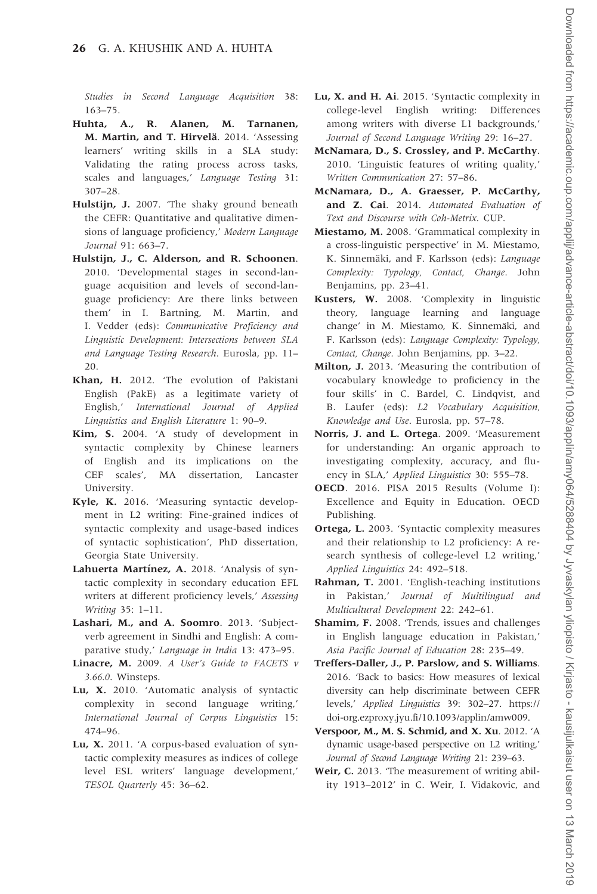*Studies in Second Language Acquisition* 38: 163–75.

**Huhta, A., R. Alanen, M. Tarnanen, M. Martin, and T. Hirvelä**. 2014. 'Assessing learners' writing skills in a SLA study: Validating the rating process across tasks, scales and languages,' *Language Testing* 31: 307–28.

**Hulstijn, J.** 2007. 'The shaky ground beneath the CEFR: Quantitative and qualitative dimensions of language proficiency,' *Modern Language Journal* 91: 663–7.

**Hulstijn, J., C. Alderson, and R. Schoonen**. 2010. 'Developmental stages in second-language acquisition and levels of second-language proficiency: Are there links between them' in I. Bartning, M. Martin, and I. Vedder (eds): *Communicative Proficiency and Linguistic Development: Intersections between SLA and Language Testing Research*. Eurosla, pp. 11–20.

**Khan, H.** 2012. 'The evolution of Pakistani English (PakE) as a legitimate variety of English,' *International Journal of Applied Linguistics and English Literature* 1: 90–9.

**Kim, S.** 2004. 'A study of development in syntactic complexity by Chinese learners of English and its implications on the CEF scales', MA dissertation, Lancaster University.

**Kyle, K.** 2016. 'Measuring syntactic development in L2 writing: Fine-grained indices of syntactic complexity and usage-based indices of syntactic sophistication', PhD dissertation, Georgia State University.

**Lahuerta Martínez, A.** 2018. 'Analysis of syntactic complexity in secondary education EFL writers at different proficiency levels,' *Assessing Writing* 35: 1–11.

**Lashari, M., and A. Soomro**. 2013. 'Subject-verb agreement in Sindhi and English: A comparative study,' *Language in India* 13: 473–95.

**Linacre, M.** 2009. *A User's Guide to FACETS v 3.66.0*. Winsteps.

**Lu, X.** 2010. 'Automatic analysis of syntactic complexity in second language writing,' *International Journal of Corpus Linguistics* 15: 474–96.

**Lu, X.** 2011. 'A corpus-based evaluation of syntactic complexity measures as indices of college level ESL writers' language development,' *TESOL Quarterly* 45: 36–62.

**Lu, X. and H. Ai**. 2015. 'Syntactic complexity in college-level English writing: Differences among writers with diverse L1 backgrounds,' *Journal of Second Language Writing* 29: 16–27.

**McNamara, D., S. Crossley, and P. McCarthy**. 2010. 'Linguistic features of writing quality,' *Written Communication* 27: 57–86.

**McNamara, D., A. Graesser, P. McCarthy, and Z. Cai**. 2014. *Automated Evaluation of Text and Discourse with Coh-Metrix*. CUP.

**Miestamo, M.** 2008. 'Grammatical complexity in a cross-linguistic perspective' in M. Miestamo, K. Sinnemäki, and F. Karlsson (eds): *Language Complexity: Typology, Contact, Change*. John Benjamins, pp. 23–41.

**Kusters, W.** 2008. 'Complexity in linguistic theory, language learning and language change' in M. Miestamo, K. Sinnemäki, and F. Karlsson (eds): *Language Complexity: Typology, Contact, Change*. John Benjamins, pp. 3–22.

**Milton, J.** 2013. 'Measuring the contribution of vocabulary knowledge to proficiency in the four skills' in C. Bardel, C. Lindqvist, and B. Laufer (eds): *L2 Vocabulary Acquisition, Knowledge and Use*. Eurosla, pp. 57–78.

**Norris, J. and L. Ortega**. 2009. 'Measurement for understanding: An organic approach to investigating complexity, accuracy, and fluency in SLA,' *Applied Linguistics* 30: 555–78.

**OECD**. 2016. PISA 2015 Results (Volume I): Excellence and Equity in Education. OECD Publishing.

**Ortega, L.** 2003. 'Syntactic complexity measures and their relationship to L2 proficiency: A research synthesis of college-level L2 writing,' *Applied Linguistics* 24: 492–518.

**Rahman, T.** 2001. 'English-teaching institutions in Pakistan,' *Journal of Multilingual and Multicultural Development* 22: 242–61.

**Shamim, F.** 2008. 'Trends, issues and challenges in English language education in Pakistan,' *Asia Pacific Journal of Education* 28: 235–49.

**Treffers-Daller, J., P. Parslow, and S. Williams**. 2016. 'Back to basics: How measures of lexical diversity can help discriminate between CEFR levels,' *Applied Linguistics* 39: 302–27. https://doi-org.ezproxy.jyu.fi/10.1093/applin/amw009.

**Verspoor, M., M. S. Schmid, and X. Xu**. 2012. 'A dynamic usage-based perspective on L2 writing,' *Journal of Second Language Writing* 21: 239–63.

**Weir, C.** 2013. 'The measurement of writing ability 1913–2012' in C. Weir, I. Vidakovic, and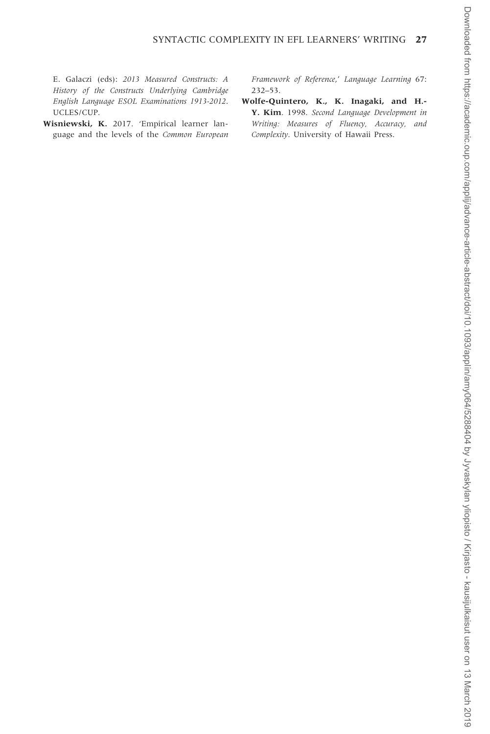E. Galaczi (eds): *2013 Measured Constructs: A History of the Constructs Underlying Cambridge English Language ESOL Examinations 1913-2012*. UCLES/CUP.

**Wisniewski, K.** 2017. 'Empirical learner language and the levels of the *Common European Framework of Reference*,' *Language Learning* 67: 232–53.

**Wolfe-Quintero, K., K. Inagaki, and H.-Y. Kim**. 1998. *Second Language Development in Writing: Measures of Fluency, Accuracy, and Complexity*. University of Hawaii Press.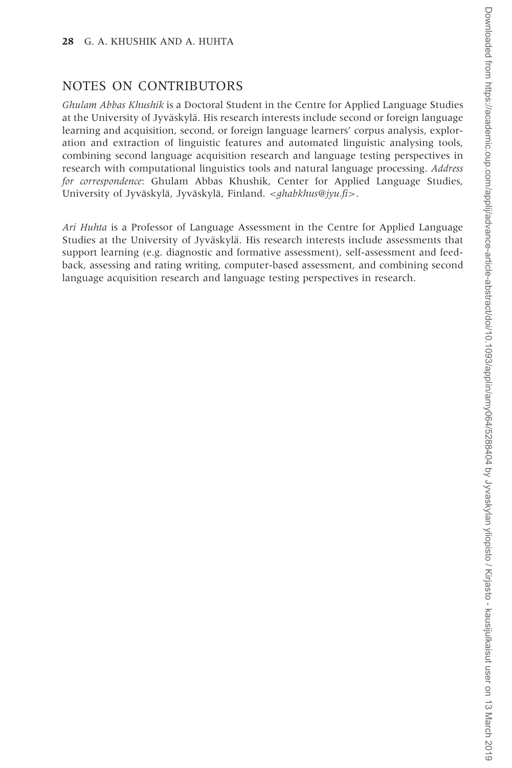## NOTES ON CONTRIBUTORS

*Ghulam Abbas Khushik* is a Doctoral Student in the Centre for Applied Language Studies at the University of Jyväskylä. His research interests include second or foreign language learning and acquisition, second, or foreign language learners' corpus analysis, exploration and extraction of linguistic features and automated linguistic analysing tools, combining second language acquisition research and language testing perspectives in research with computational linguistics tools and natural language processing. *Address for correspondence*: Ghulam Abbas Khushik, Center for Applied Language Studies, University of Jyväskylä, Jyväskylä, Finland. <*ghabkhus@jyu.fi*>.

*Ari Huhta* is a Professor of Language Assessment in the Centre for Applied Language Studies at the University of Jyväskylä. His research interests include assessments that support learning (e.g. diagnostic and formative assessment), self-assessment and feedback, assessing and rating writing, computer-based assessment, and combining second language acquisition research and language testing perspectives in research.